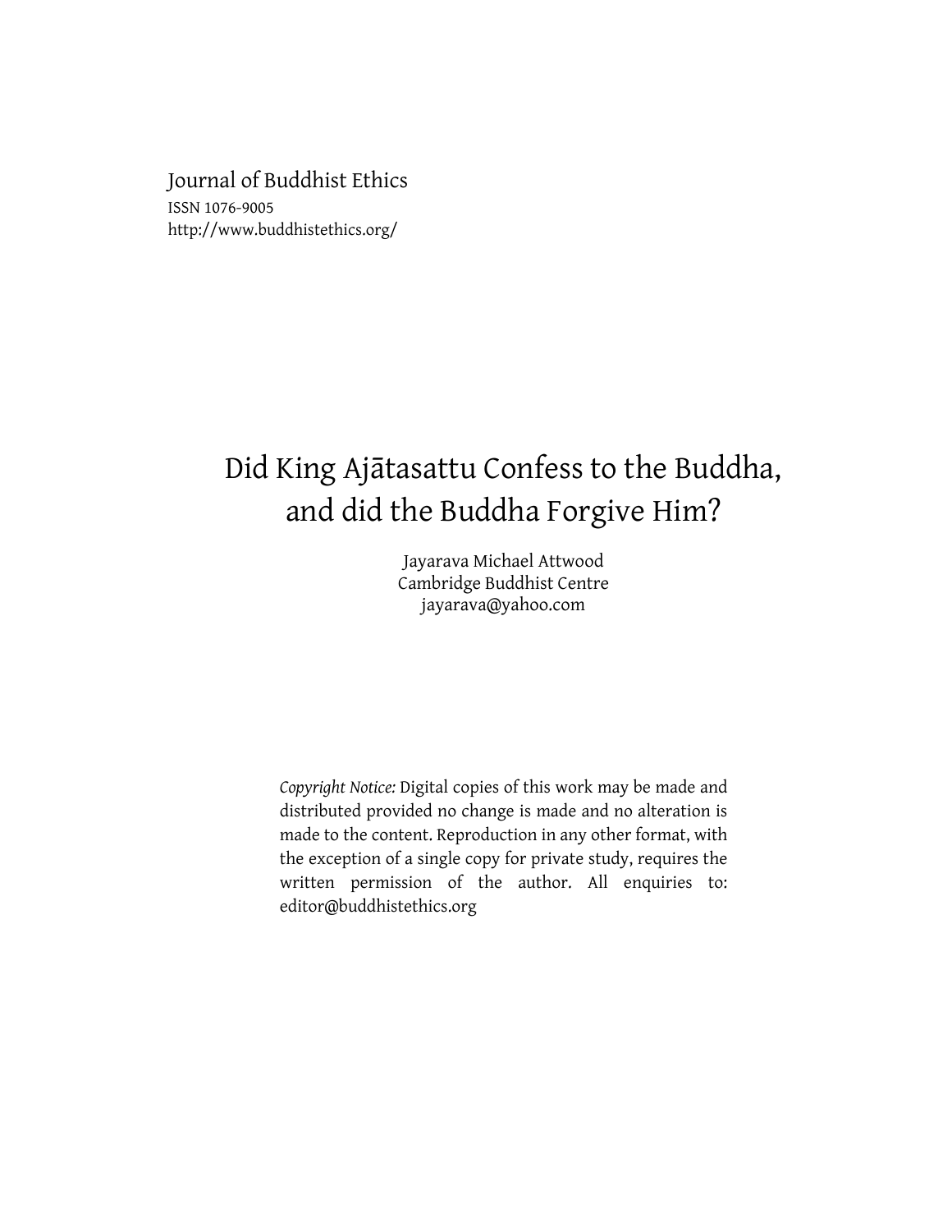Journal of Buddhist Ethics
ISSN 1076-9005
http://www.buddhistethics.org/

# Did King Ajātasattu Confess to the Buddha, and did the Buddha Forgive Him?

Jayarava Michael Attwood
Cambridge Buddhist Centre
jayarava@yahoo.com

*Copyright Notice:* Digital copies of this work may be made and distributed provided no change is made and no alteration is made to the content. Reproduction in any other format, with the exception of a single copy for private study, requires the written permission of the author. All enquiries to: editor@buddhistethics.org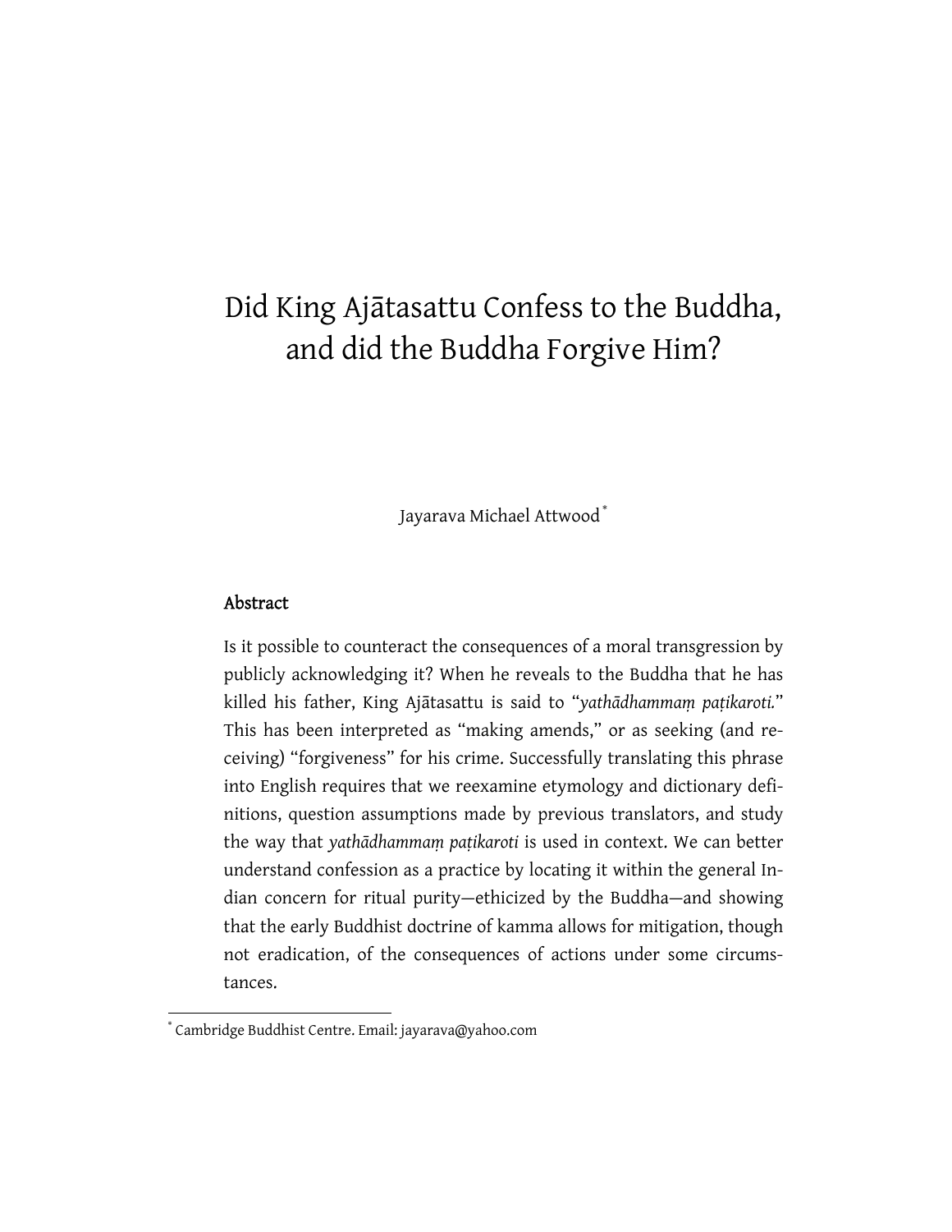# Did King Ajātasattu Confess to the Buddha, and did the Buddha Forgive Him?

Jayarava Michael Attwood[*]

## Abstract

Is it possible to counteract the consequences of a moral transgression by publicly acknowledging it? When he reveals to the Buddha that he has killed his father, King Ajātasattu is said to "*yathādhammaṃ paṭikaroti.*" This has been interpreted as "making amends," or as seeking (and receiving) "forgiveness" for his crime. Successfully translating this phrase into English requires that we reexamine etymology and dictionary definitions, question assumptions made by previous translators, and study the way that *yathādhammaṃ paṭikaroti* is used in context. We can better understand confession as a practice by locating it within the general Indian concern for ritual purity—ethicized by the Buddha—and showing that the early Buddhist doctrine of kamma allows for mitigation, though not eradication, of the consequences of actions under some circumstances.

[*] Cambridge Buddhist Centre. Email: jayarava@yahoo.com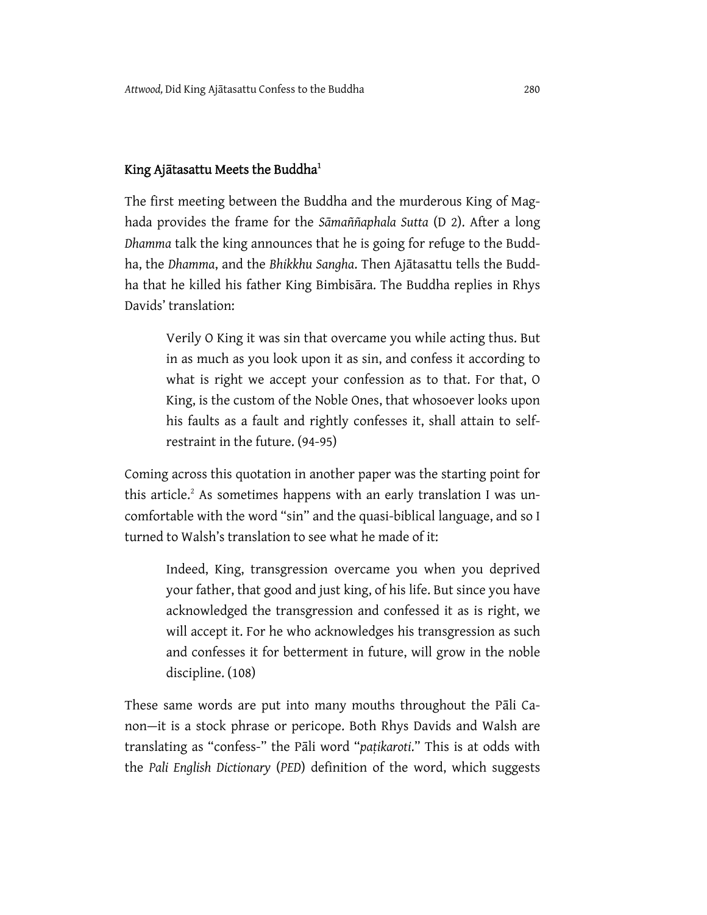## King Ajātasattu Meets the Buddha[1]

The first meeting between the Buddha and the murderous King of Maghada provides the frame for the *Sāmaññaphala Sutta* (D 2). After a long *Dhamma* talk the king announces that he is going for refuge to the Buddha, the *Dhamma*, and the *Bhikkhu Sangha*. Then Ajātasattu tells the Buddha that he killed his father King Bimbisāra. The Buddha replies in Rhys Davids' translation:

> Verily O King it was sin that overcame you while acting thus. But in as much as you look upon it as sin, and confess it according to what is right we accept your confession as to that. For that, O King, is the custom of the Noble Ones, that whosoever looks upon his faults as a fault and rightly confesses it, shall attain to self-restraint in the future. (94-95)

Coming across this quotation in another paper was the starting point for this article.[2] As sometimes happens with an early translation I was uncomfortable with the word "sin" and the quasi-biblical language, and so I turned to Walsh's translation to see what he made of it:

> Indeed, King, transgression overcame you when you deprived your father, that good and just king, of his life. But since you have acknowledged the transgression and confessed it as is right, we will accept it. For he who acknowledges his transgression as such and confesses it for betterment in future, will grow in the noble discipline. (108)

These same words are put into many mouths throughout the Pāli Canon—it is a stock phrase or pericope. Both Rhys Davids and Walsh are translating as "confess-" the Pāli word "*paṭikaroti*." This is at odds with the *Pali English Dictionary* (*PED*) definition of the word, which suggests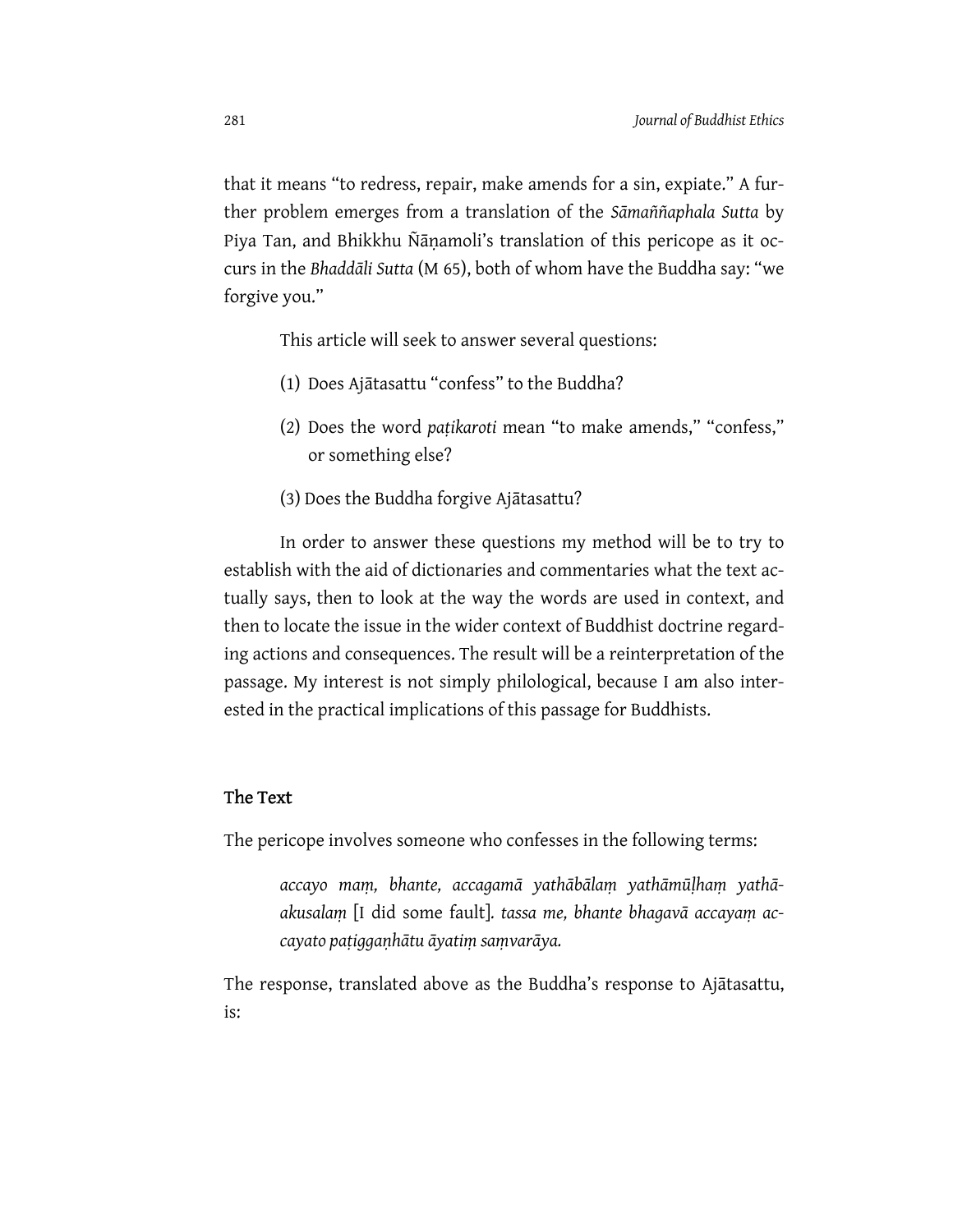that it means "to redress, repair, make amends for a sin, expiate." A further problem emerges from a translation of the *Sāmaññaphala Sutta* by Piya Tan, and Bhikkhu Ñāṇamoli's translation of this pericope as it occurs in the *Bhaddāli Sutta* (M 65), both of whom have the Buddha say: "we forgive you."

This article will seek to answer several questions:

(1) Does Ajātasattu "confess" to the Buddha?

(2) Does the word *paṭikaroti* mean "to make amends," "confess," or something else?

(3) Does the Buddha forgive Ajātasattu?

In order to answer these questions my method will be to try to establish with the aid of dictionaries and commentaries what the text actually says, then to look at the way the words are used in context, and then to locate the issue in the wider context of Buddhist doctrine regarding actions and consequences. The result will be a reinterpretation of the passage. My interest is not simply philological, because I am also interested in the practical implications of this passage for Buddhists.

## The Text

The pericope involves someone who confesses in the following terms:

> *accayo maṃ, bhante, accagamā yathābālaṃ yathāmūḷhaṃ yathā-akusalaṃ* [I did some fault]*. tassa me, bhante bhagavā accayaṃ accayato paṭiggaṇhātu āyatiṃ saṃvarāya.*

The response, translated above as the Buddha's response to Ajātasattu, is: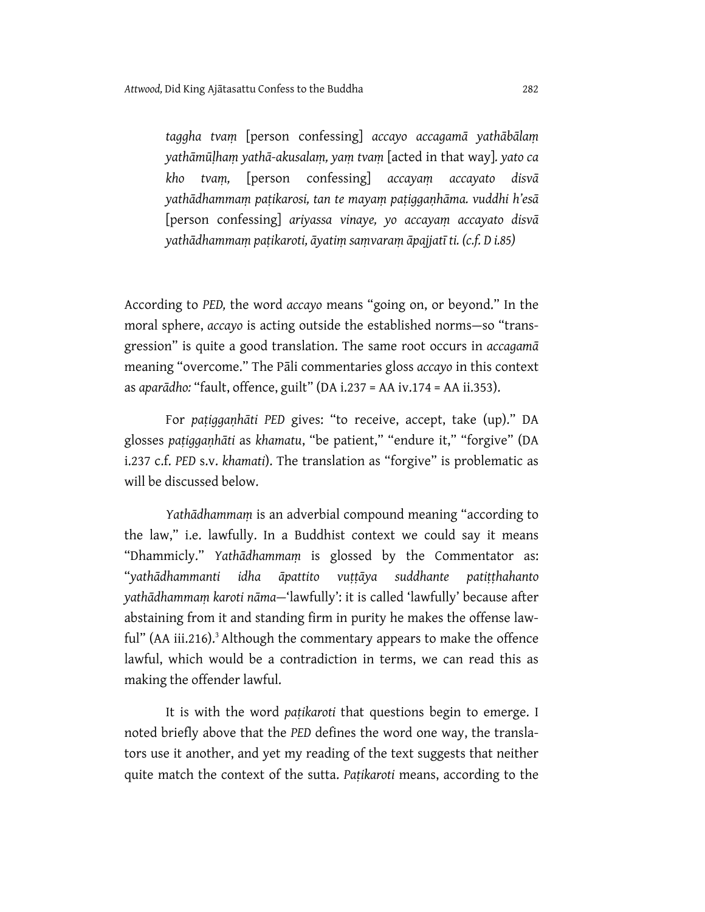> *taggha tvaṃ* [person confessing] *accayo accagamā yathābālaṃ yathāmūḷhaṃ yathā-akusalaṃ, yaṃ tvaṃ* [acted in that way]*. yato ca kho tvaṃ,* [person confessing] *accayaṃ accayato disvā yathādhammaṃ paṭikarosi, tan te mayaṃ paṭiggaṇhāma. vuddhi h'esā* [person confessing] *ariyassa vinaye, yo accayaṃ accayato disvā yathādhammaṃ paṭikaroti, āyatiṃ saṃvaraṃ āpajjatī ti. (c.f. D i.85)*

According to *PED,* the word *accayo* means "going on, or beyond." In the moral sphere, *accayo* is acting outside the established norms—so "transgression" is quite a good translation. The same root occurs in *accagamā* meaning "overcome." The Pāli commentaries gloss *accayo* in this context as *aparādho:* "fault, offence, guilt" (DA i.237 = AA iv.174 = AA ii.353).

For *paṭiggaṇhāti PED* gives: "to receive, accept, take (up)." DA glosses *paṭiggaṇhāti* as *khamatu*, "be patient," "endure it," "forgive" (DA i.237 c.f. *PED* s.v. *khamati*). The translation as "forgive" is problematic as will be discussed below.

*Yathādhammaṃ* is an adverbial compound meaning "according to the law," i.e. lawfully. In a Buddhist context we could say it means "Dhammicly." *Yathādhammaṃ* is glossed by the Commentator as: "*yathādhammanti idha āpattito vuṭṭāya suddhante patiṭṭhahanto yathādhammaṃ karoti nāma*—'lawfully': it is called 'lawfully' because after abstaining from it and standing firm in purity he makes the offense lawful" (AA iii.216).[3] Although the commentary appears to make the offence lawful, which would be a contradiction in terms, we can read this as making the offender lawful.

It is with the word *paṭikaroti* that questions begin to emerge. I noted briefly above that the *PED* defines the word one way, the translators use it another, and yet my reading of the text suggests that neither quite match the context of the sutta. *Paṭikaroti* means, according to the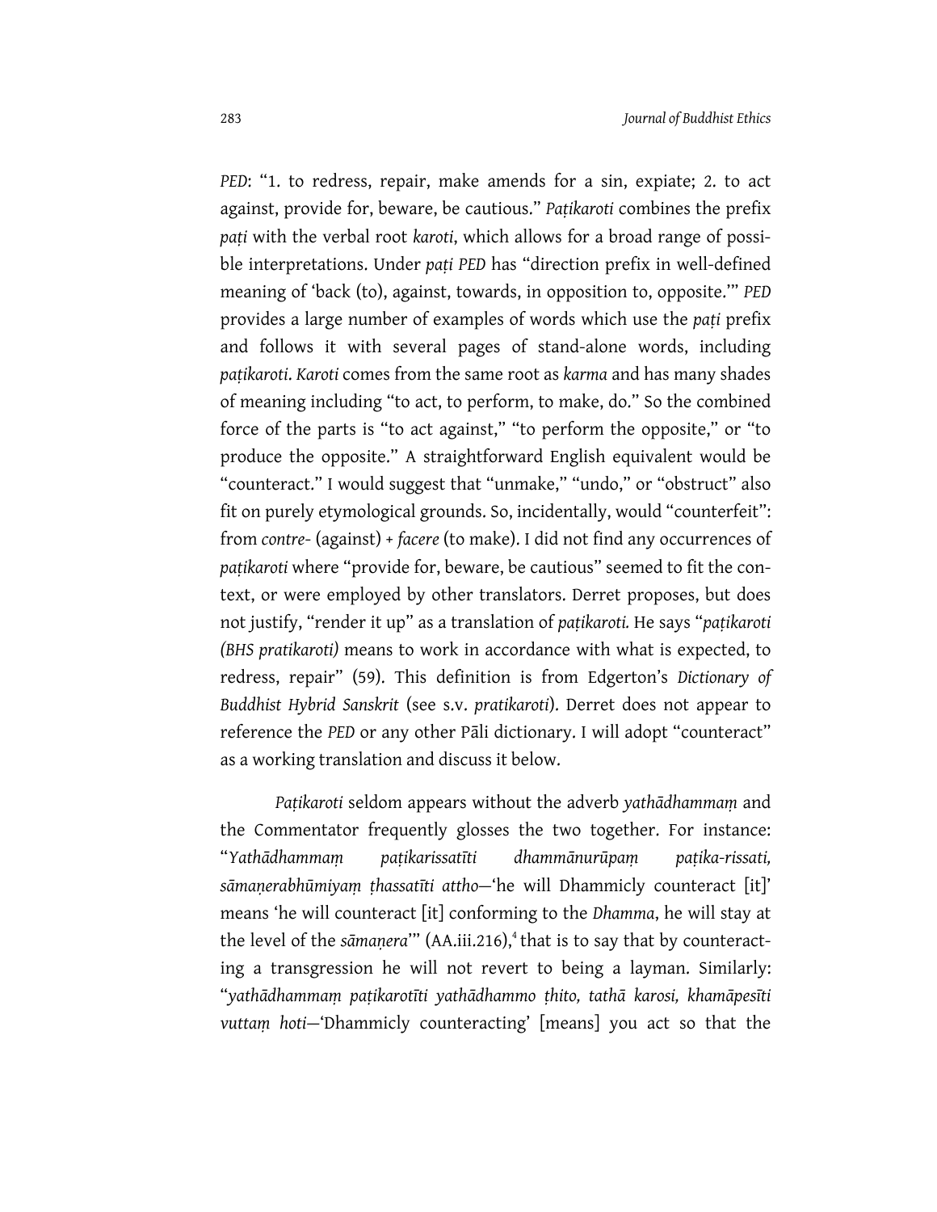*PED*: "1. to redress, repair, make amends for a sin, expiate; 2. to act against, provide for, beware, be cautious." *Paṭikaroti* combines the prefix *paṭi* with the verbal root *karoti*, which allows for a broad range of possible interpretations. Under *paṭi PED* has "direction prefix in well-defined meaning of 'back (to), against, towards, in opposition to, opposite.'" *PED* provides a large number of examples of words which use the *paṭi* prefix and follows it with several pages of stand-alone words, including *paṭikaroti*. *Karoti* comes from the same root as *karma* and has many shades of meaning including "to act, to perform, to make, do." So the combined force of the parts is "to act against," "to perform the opposite," or "to produce the opposite." A straightforward English equivalent would be "counteract." I would suggest that "unmake," "undo," or "obstruct" also fit on purely etymological grounds. So, incidentally, would "counterfeit": from *contre-* (against) + *facere* (to make). I did not find any occurrences of *paṭikaroti* where "provide for, beware, be cautious" seemed to fit the context, or were employed by other translators. Derret proposes, but does not justify, "render it up" as a translation of *paṭikaroti.* He says "*paṭikaroti (BHS pratikaroti)* means to work in accordance with what is expected, to redress, repair" (59). This definition is from Edgerton's *Dictionary of Buddhist Hybrid Sanskrit* (see s.v. *pratikaroti*). Derret does not appear to reference the *PED* or any other Pāli dictionary. I will adopt "counteract" as a working translation and discuss it below.

*Paṭikaroti* seldom appears without the adverb *yathādhammaṃ* and the Commentator frequently glosses the two together. For instance: "*Yathādhammaṃ paṭikarissatīti dhammānurūpaṃ paṭika-rissati, sāmaṇerabhūmiyaṃ ṭhassatīti attho*—'he will Dhammicly counteract [it]' means 'he will counteract [it] conforming to the *Dhamma*, he will stay at the level of the *sāmaṇera*'" (AA.iii.216),[4] that is to say that by counteracting a transgression he will not revert to being a layman. Similarly: "*yathādhammaṃ paṭikarotīti yathādhammo ṭhito, tathā karosi, khamāpesīti vuttaṃ hoti*—'Dhammicly counteracting' [means] you act so that the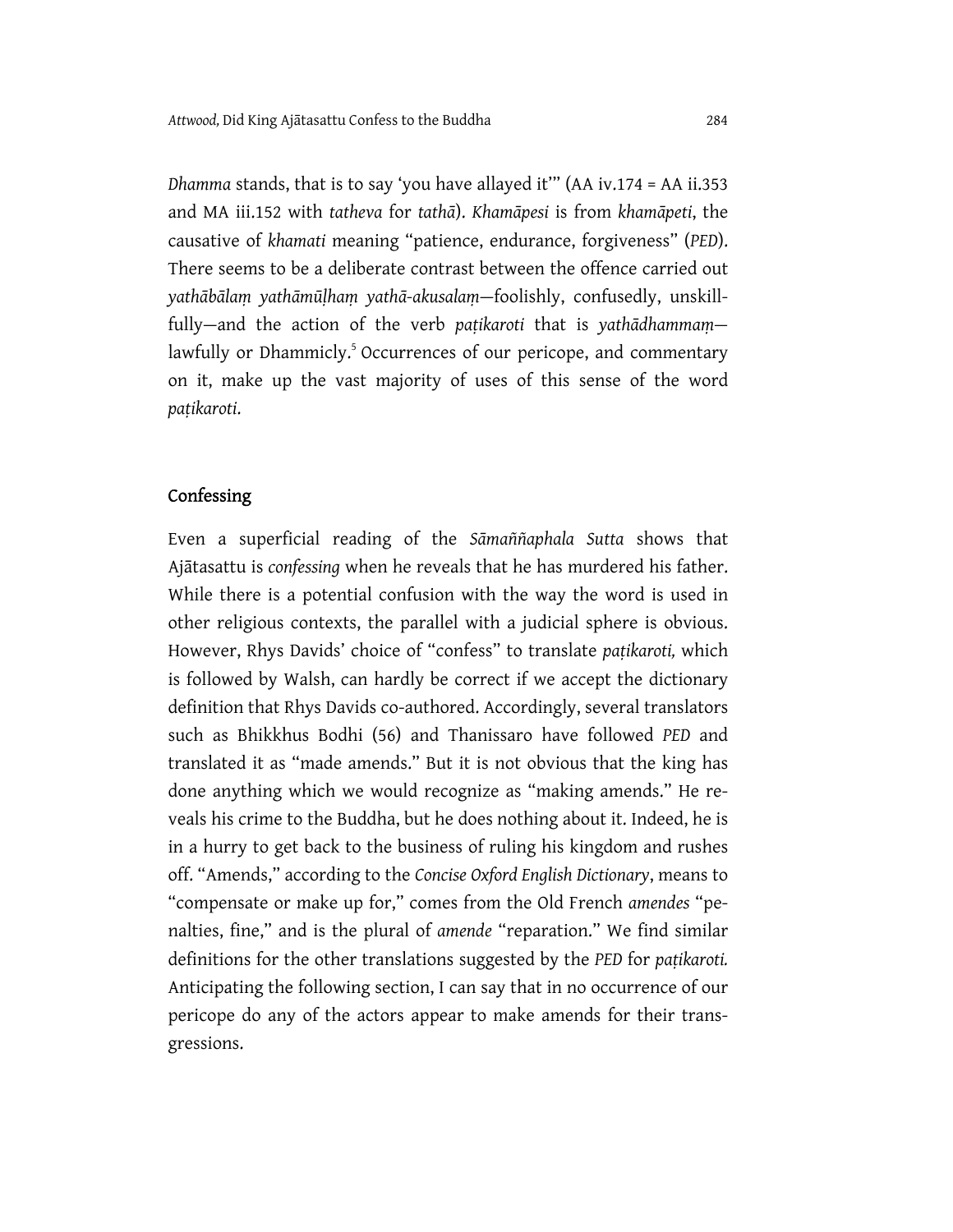*Dhamma* stands, that is to say 'you have allayed it'" (AA iv.174 = AA ii.353 and MA iii.152 with *tatheva* for *tathā*). *Khamāpesi* is from *khamāpeti*, the causative of *khamati* meaning "patience, endurance, forgiveness" (*PED*). There seems to be a deliberate contrast between the offence carried out *yathābālaṃ yathāmūḷhaṃ yathā-akusalaṃ*—foolishly, confusedly, unskillfully—and the action of the verb *paṭikaroti* that is *yathādhammaṃ*—lawfully or Dhammicly.[5] Occurrences of our pericope, and commentary on it, make up the vast majority of uses of this sense of the word *paṭikaroti*.

## Confessing

Even a superficial reading of the *Sāmaññaphala Sutta* shows that Ajātasattu is *confessing* when he reveals that he has murdered his father. While there is a potential confusion with the way the word is used in other religious contexts, the parallel with a judicial sphere is obvious. However, Rhys Davids' choice of "confess" to translate *paṭikaroti,* which is followed by Walsh, can hardly be correct if we accept the dictionary definition that Rhys Davids co-authored. Accordingly, several translators such as Bhikkhus Bodhi (56) and Thanissaro have followed *PED* and translated it as "made amends." But it is not obvious that the king has done anything which we would recognize as "making amends." He reveals his crime to the Buddha, but he does nothing about it. Indeed, he is in a hurry to get back to the business of ruling his kingdom and rushes off. "Amends," according to the *Concise Oxford English Dictionary*, means to "compensate or make up for," comes from the Old French *amendes* "penalties, fine," and is the plural of *amende* "reparation." We find similar definitions for the other translations suggested by the *PED* for *paṭikaroti.* Anticipating the following section, I can say that in no occurrence of our pericope do any of the actors appear to make amends for their transgressions.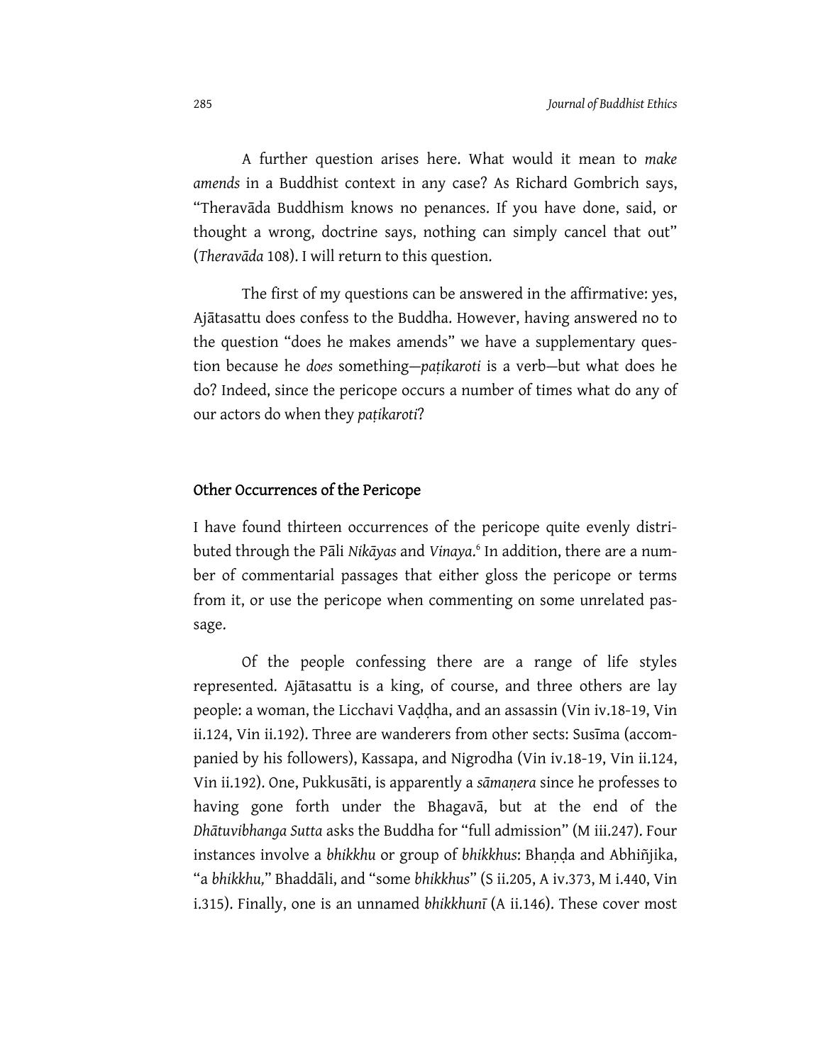A further question arises here. What would it mean to *make amends* in a Buddhist context in any case? As Richard Gombrich says, "Theravāda Buddhism knows no penances. If you have done, said, or thought a wrong, doctrine says, nothing can simply cancel that out" (*Theravāda* 108). I will return to this question.

The first of my questions can be answered in the affirmative: yes, Ajātasattu does confess to the Buddha. However, having answered no to the question "does he makes amends" we have a supplementary question because he *does* something—*paṭikaroti* is a verb—but what does he do? Indeed, since the pericope occurs a number of times what do any of our actors do when they *paṭikaroti*?

## Other Occurrences of the Pericope

I have found thirteen occurrences of the pericope quite evenly distributed through the Pāli *Nikāyas* and *Vinaya*.[6] In addition, there are a number of commentarial passages that either gloss the pericope or terms from it, or use the pericope when commenting on some unrelated passage.

Of the people confessing there are a range of life styles represented. Ajātasattu is a king, of course, and three others are lay people: a woman, the Licchavi Vaḍḍha, and an assassin (Vin iv.18-19, Vin ii.124, Vin ii.192). Three are wanderers from other sects: Susīma (accompanied by his followers), Kassapa, and Nigrodha (Vin iv.18-19, Vin ii.124, Vin ii.192). One, Pukkusāti, is apparently a *sāmaṇera* since he professes to having gone forth under the Bhagavā, but at the end of the *Dhātuvibhanga Sutta* asks the Buddha for "full admission" (M iii.247). Four instances involve a *bhikkhu* or group of *bhikkhus*: Bhaṇḍa and Abhiñjika, "a *bhikkhu,*" Bhaddāli, and "some *bhikkhus*" (S ii.205, A iv.373, M i.440, Vin i.315). Finally, one is an unnamed *bhikkhunī* (A ii.146). These cover most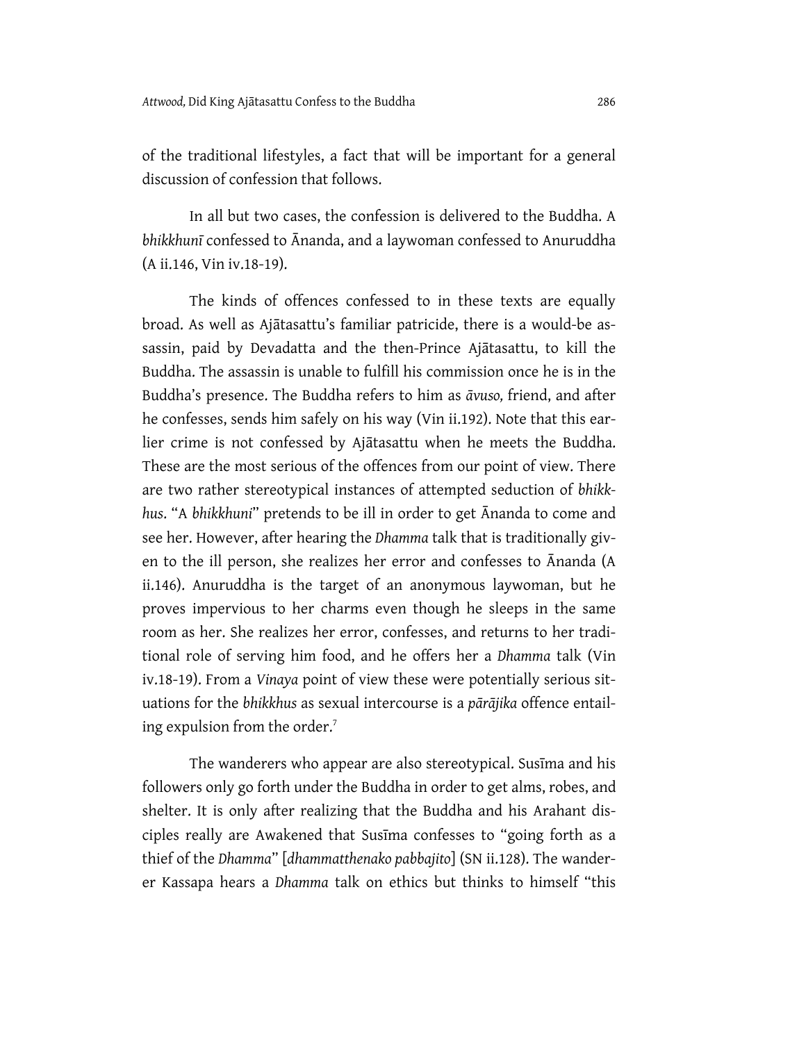of the traditional lifestyles, a fact that will be important for a general discussion of confession that follows.

In all but two cases, the confession is delivered to the Buddha. A *bhikkhunī* confessed to Ānanda, and a laywoman confessed to Anuruddha (A ii.146, Vin iv.18-19).

The kinds of offences confessed to in these texts are equally broad. As well as Ajātasattu's familiar patricide, there is a would-be assassin, paid by Devadatta and the then-Prince Ajātasattu, to kill the Buddha. The assassin is unable to fulfill his commission once he is in the Buddha's presence. The Buddha refers to him as *āvuso,* friend, and after he confesses, sends him safely on his way (Vin ii.192). Note that this earlier crime is not confessed by Ajātasattu when he meets the Buddha. These are the most serious of the offences from our point of view. There are two rather stereotypical instances of attempted seduction of *bhikkhus*. "A *bhikkhuni*" pretends to be ill in order to get Ānanda to come and see her. However, after hearing the *Dhamma* talk that is traditionally given to the ill person, she realizes her error and confesses to Ānanda (A ii.146). Anuruddha is the target of an anonymous laywoman, but he proves impervious to her charms even though he sleeps in the same room as her. She realizes her error, confesses, and returns to her traditional role of serving him food, and he offers her a *Dhamma* talk (Vin iv.18-19). From a *Vinaya* point of view these were potentially serious situations for the *bhikkhus* as sexual intercourse is a *pārājika* offence entailing expulsion from the order.[7]

The wanderers who appear are also stereotypical. Susīma and his followers only go forth under the Buddha in order to get alms, robes, and shelter. It is only after realizing that the Buddha and his Arahant disciples really are Awakened that Susīma confesses to "going forth as a thief of the *Dhamma*" [*dhammatthenako pabbajito*] (SN ii.128). The wanderer Kassapa hears a *Dhamma* talk on ethics but thinks to himself "this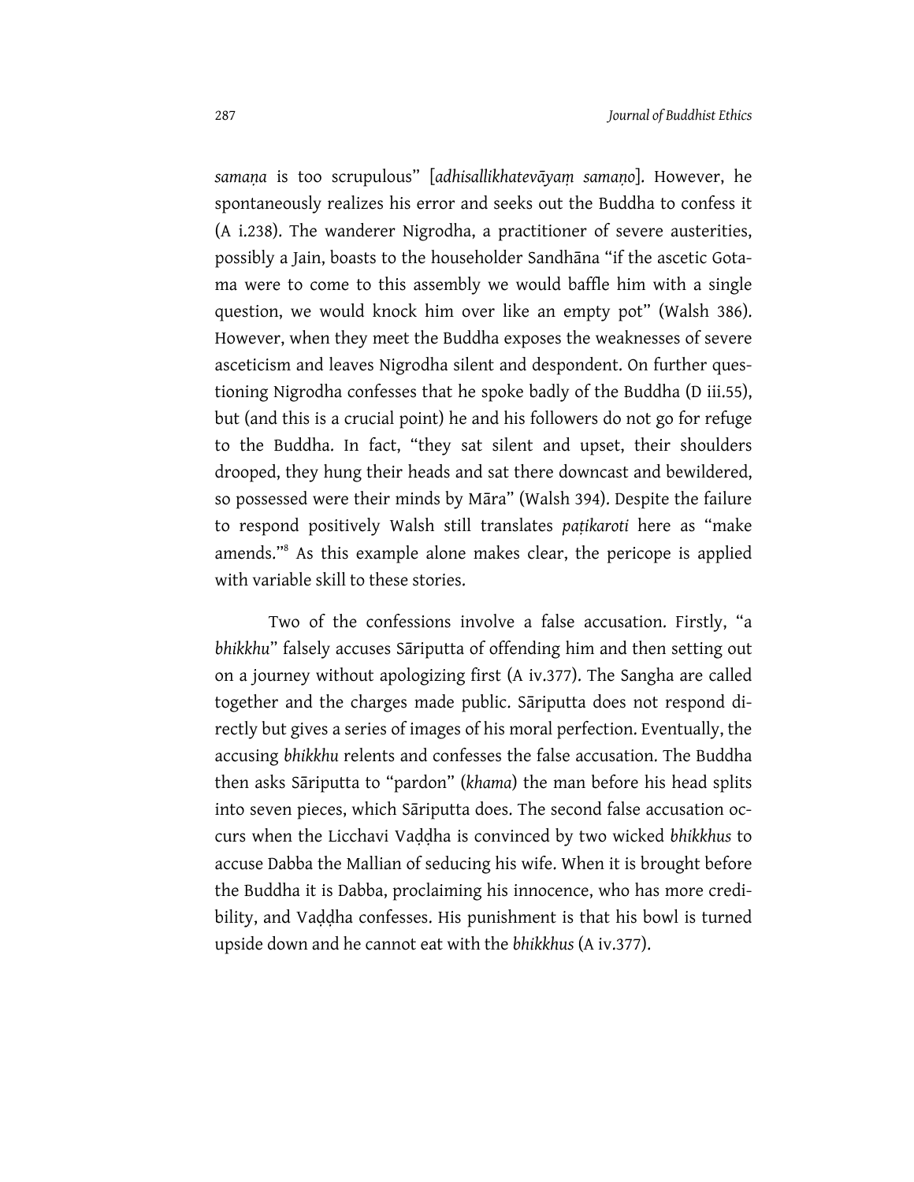*samaṇa* is too scrupulous" [*adhisallikhatevāyaṃ samaṇo*]. However, he spontaneously realizes his error and seeks out the Buddha to confess it (A i.238). The wanderer Nigrodha, a practitioner of severe austerities, possibly a Jain, boasts to the householder Sandhāna "if the ascetic Gotama were to come to this assembly we would baffle him with a single question, we would knock him over like an empty pot" (Walsh 386). However, when they meet the Buddha exposes the weaknesses of severe asceticism and leaves Nigrodha silent and despondent. On further questioning Nigrodha confesses that he spoke badly of the Buddha (D iii.55), but (and this is a crucial point) he and his followers do not go for refuge to the Buddha. In fact, "they sat silent and upset, their shoulders drooped, they hung their heads and sat there downcast and bewildered, so possessed were their minds by Māra" (Walsh 394). Despite the failure to respond positively Walsh still translates *paṭikaroti* here as "make amends."[8] As this example alone makes clear, the pericope is applied with variable skill to these stories.

Two of the confessions involve a false accusation. Firstly, "a *bhikkhu*" falsely accuses Sāriputta of offending him and then setting out on a journey without apologizing first (A iv.377). The Sangha are called together and the charges made public. Sāriputta does not respond directly but gives a series of images of his moral perfection. Eventually, the accusing *bhikkhu* relents and confesses the false accusation. The Buddha then asks Sāriputta to "pardon" (*khama*) the man before his head splits into seven pieces, which Sāriputta does. The second false accusation occurs when the Licchavi Vaḍḍha is convinced by two wicked *bhikkhus* to accuse Dabba the Mallian of seducing his wife. When it is brought before the Buddha it is Dabba, proclaiming his innocence, who has more credibility, and Vaḍḍha confesses. His punishment is that his bowl is turned upside down and he cannot eat with the *bhikkhus* (A iv.377).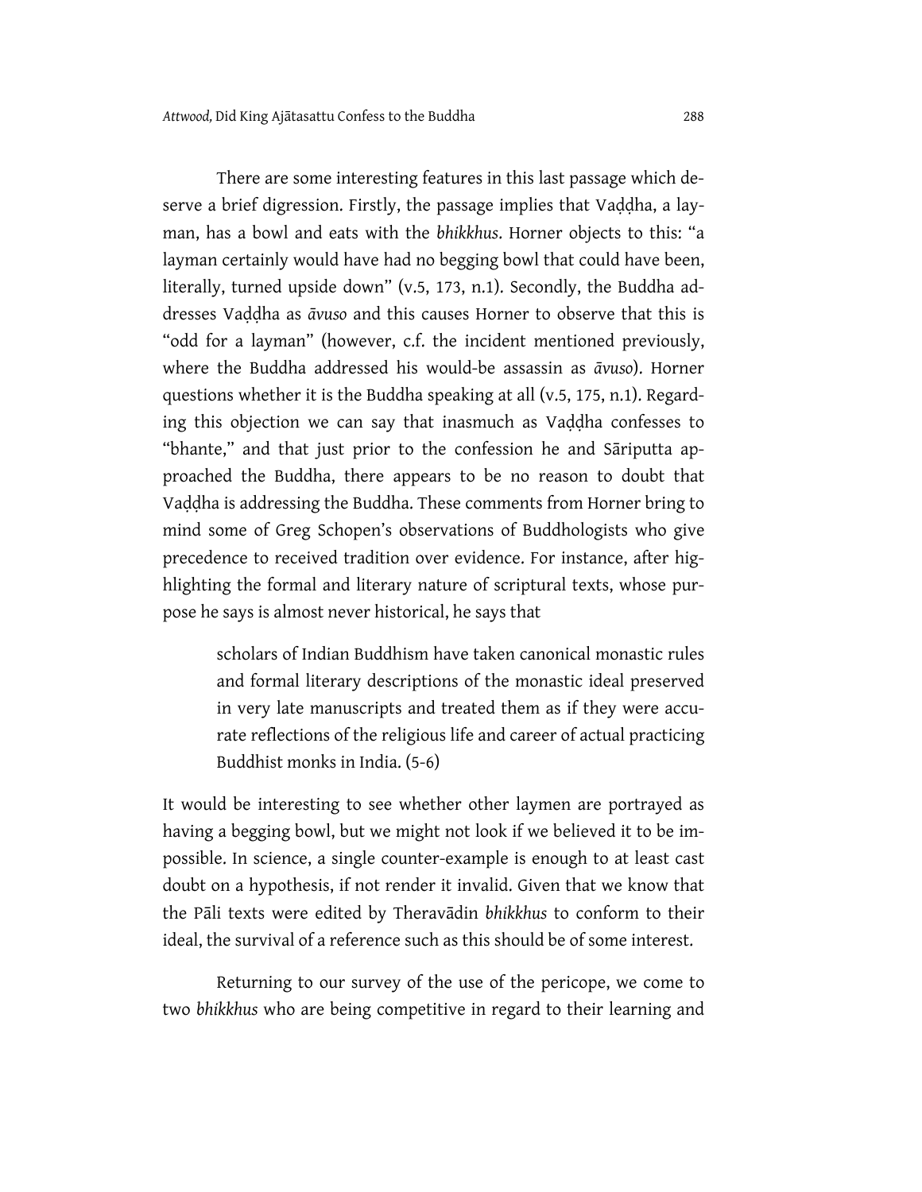There are some interesting features in this last passage which deserve a brief digression. Firstly, the passage implies that Vaḍḍha, a layman, has a bowl and eats with the *bhikkhus*. Horner objects to this: "a layman certainly would have had no begging bowl that could have been, literally, turned upside down" (v.5, 173, n.1). Secondly, the Buddha addresses Vaḍḍha as *āvuso* and this causes Horner to observe that this is "odd for a layman" (however, c.f. the incident mentioned previously, where the Buddha addressed his would-be assassin as *āvuso*). Horner questions whether it is the Buddha speaking at all (v.5, 175, n.1). Regarding this objection we can say that inasmuch as Vaḍḍha confesses to "bhante," and that just prior to the confession he and Sāriputta approached the Buddha, there appears to be no reason to doubt that Vaḍḍha is addressing the Buddha. These comments from Horner bring to mind some of Greg Schopen's observations of Buddhologists who give precedence to received tradition over evidence. For instance, after highlighting the formal and literary nature of scriptural texts, whose purpose he says is almost never historical, he says that

> scholars of Indian Buddhism have taken canonical monastic rules and formal literary descriptions of the monastic ideal preserved in very late manuscripts and treated them as if they were accurate reflections of the religious life and career of actual practicing Buddhist monks in India. (5-6)

It would be interesting to see whether other laymen are portrayed as having a begging bowl, but we might not look if we believed it to be impossible. In science, a single counter-example is enough to at least cast doubt on a hypothesis, if not render it invalid. Given that we know that the Pāli texts were edited by Theravādin *bhikkhus* to conform to their ideal, the survival of a reference such as this should be of some interest.

Returning to our survey of the use of the pericope, we come to two *bhikkhus* who are being competitive in regard to their learning and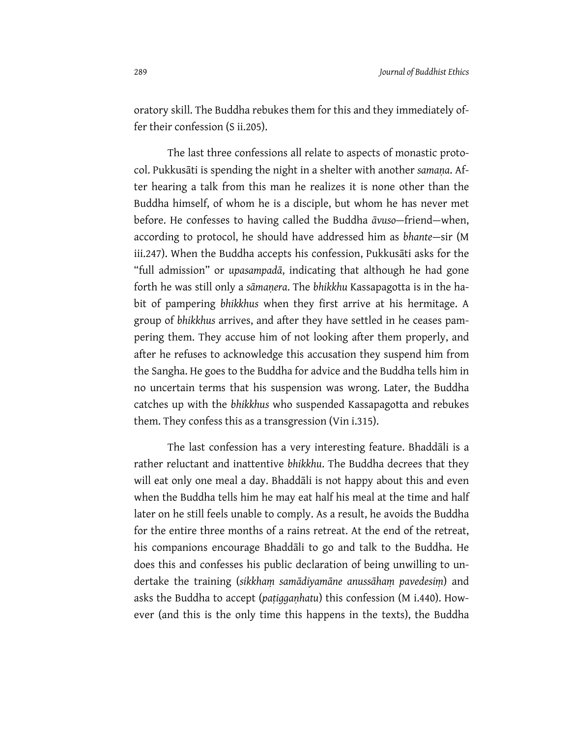oratory skill. The Buddha rebukes them for this and they immediately offer their confession (S ii.205).

The last three confessions all relate to aspects of monastic protocol. Pukkusāti is spending the night in a shelter with another *samaṇa*. After hearing a talk from this man he realizes it is none other than the Buddha himself, of whom he is a disciple, but whom he has never met before. He confesses to having called the Buddha *āvuso*—friend—when, according to protocol, he should have addressed him as *bhante*—sir (M iii.247). When the Buddha accepts his confession, Pukkusāti asks for the "full admission" or *upasampadā*, indicating that although he had gone forth he was still only a *sāmaṇera*. The *bhikkhu* Kassapagotta is in the habit of pampering *bhikkhus* when they first arrive at his hermitage. A group of *bhikkhus* arrives, and after they have settled in he ceases pampering them. They accuse him of not looking after them properly, and after he refuses to acknowledge this accusation they suspend him from the Sangha. He goes to the Buddha for advice and the Buddha tells him in no uncertain terms that his suspension was wrong. Later, the Buddha catches up with the *bhikkhus* who suspended Kassapagotta and rebukes them. They confess this as a transgression (Vin i.315).

The last confession has a very interesting feature. Bhaddāli is a rather reluctant and inattentive *bhikkhu*. The Buddha decrees that they will eat only one meal a day. Bhaddāli is not happy about this and even when the Buddha tells him he may eat half his meal at the time and half later on he still feels unable to comply. As a result, he avoids the Buddha for the entire three months of a rains retreat. At the end of the retreat, his companions encourage Bhaddāli to go and talk to the Buddha. He does this and confesses his public declaration of being unwilling to undertake the training (*sikkhaṃ samādiyamāne anussāhaṃ pavedesiṃ*) and asks the Buddha to accept (*paṭiggaṇhatu*) this confession (M i.440). However (and this is the only time this happens in the texts), the Buddha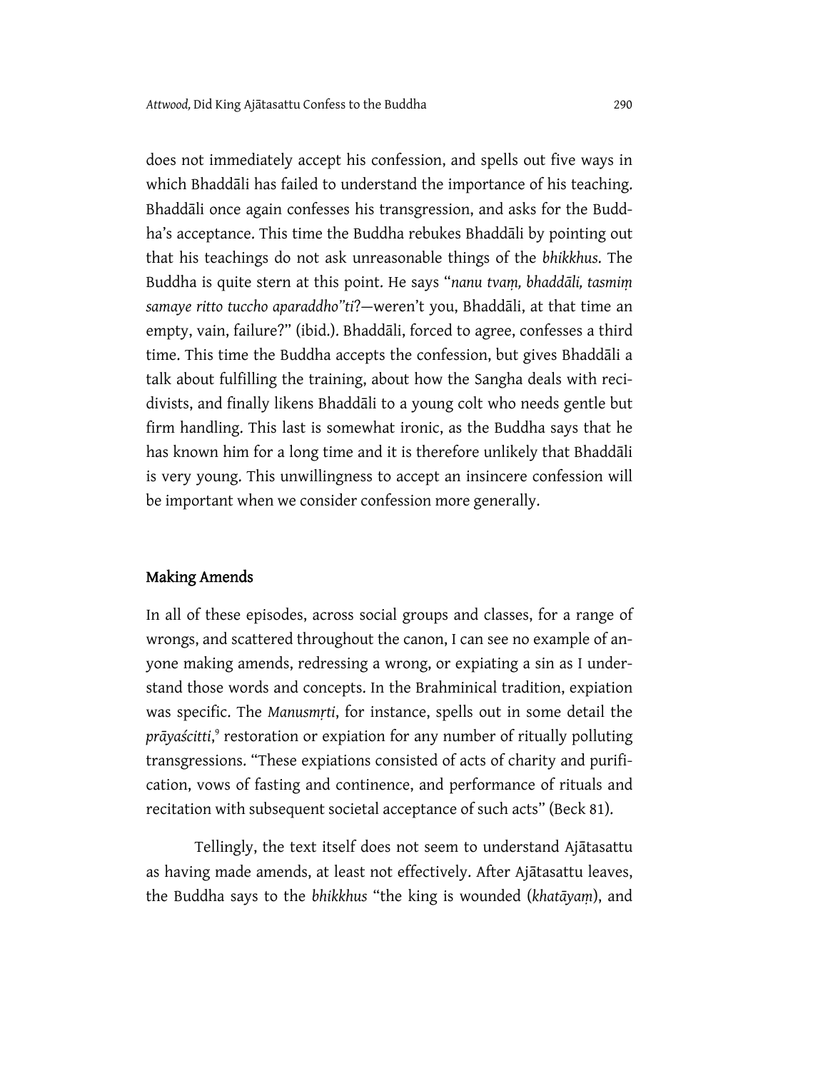does not immediately accept his confession, and spells out five ways in which Bhaddāli has failed to understand the importance of his teaching. Bhaddāli once again confesses his transgression, and asks for the Buddha's acceptance. This time the Buddha rebukes Bhaddāli by pointing out that his teachings do not ask unreasonable things of the *bhikkhus*. The Buddha is quite stern at this point. He says "*nanu tvaṃ, bhaddāli, tasmiṃ samaye ritto tuccho aparaddho"ti*?—weren't you, Bhaddāli, at that time an empty, vain, failure?" (ibid.). Bhaddāli, forced to agree, confesses a third time. This time the Buddha accepts the confession, but gives Bhaddāli a talk about fulfilling the training, about how the Sangha deals with recidivists, and finally likens Bhaddāli to a young colt who needs gentle but firm handling. This last is somewhat ironic, as the Buddha says that he has known him for a long time and it is therefore unlikely that Bhaddāli is very young. This unwillingness to accept an insincere confession will be important when we consider confession more generally.

## Making Amends

In all of these episodes, across social groups and classes, for a range of wrongs, and scattered throughout the canon, I can see no example of anyone making amends, redressing a wrong, or expiating a sin as I understand those words and concepts. In the Brahminical tradition, expiation was specific. The *Manusmṛti*, for instance, spells out in some detail the *prāyaścitti*,[9] restoration or expiation for any number of ritually polluting transgressions. "These expiations consisted of acts of charity and purification, vows of fasting and continence, and performance of rituals and recitation with subsequent societal acceptance of such acts" (Beck 81).

Tellingly, the text itself does not seem to understand Ajātasattu as having made amends, at least not effectively. After Ajātasattu leaves, the Buddha says to the *bhikkhus* "the king is wounded (*khatāyaṃ*), and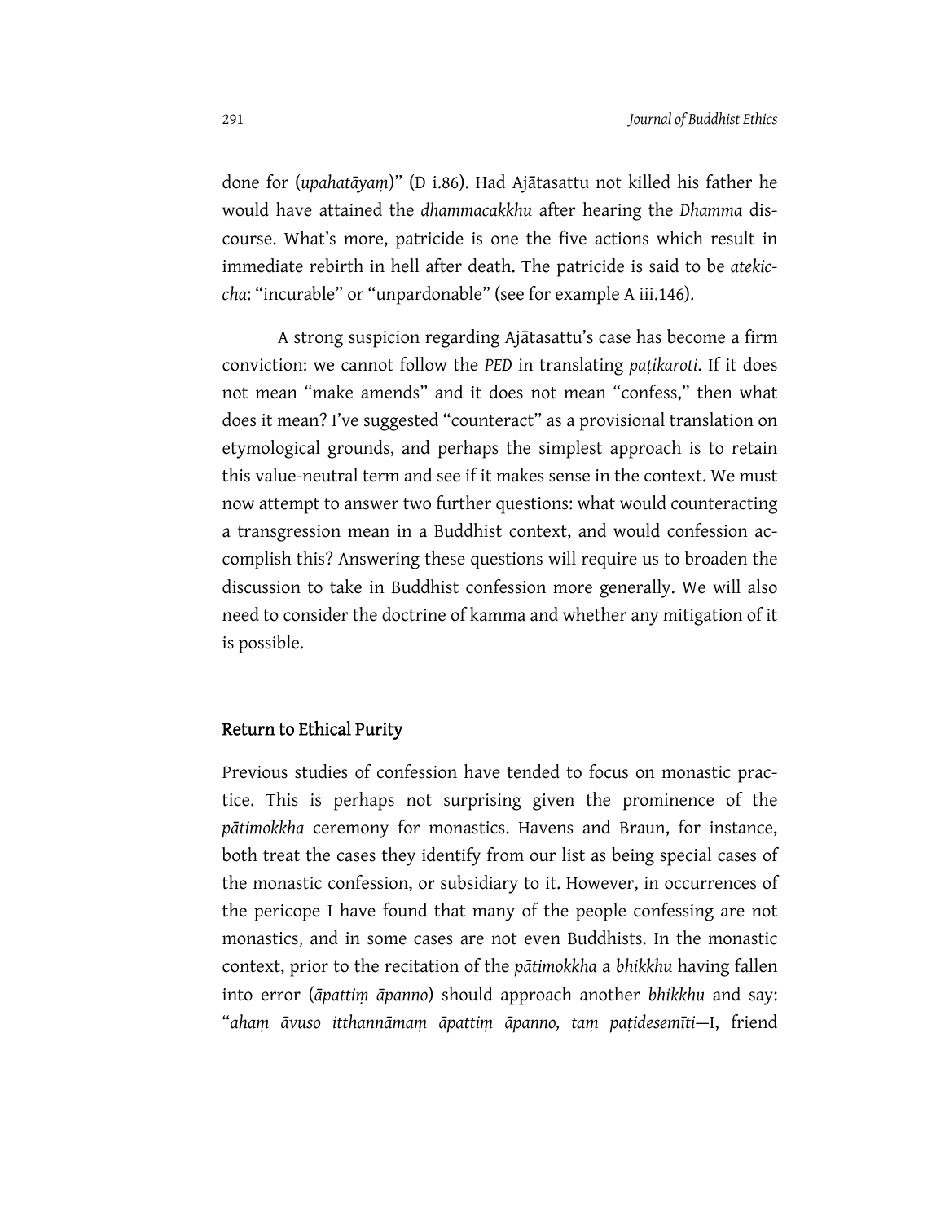done for (*upahatāyaṃ*)" (D i.86). Had Ajātasattu not killed his father he would have attained the *dhammacakkhu* after hearing the *Dhamma* discourse. What's more, patricide is one the five actions which result in immediate rebirth in hell after death. The patricide is said to be *atekiccha*: "incurable" or "unpardonable" (see for example A iii.146).

A strong suspicion regarding Ajātasattu's case has become a firm conviction: we cannot follow the *PED* in translating *paṭikaroti*. If it does not mean "make amends" and it does not mean "confess," then what does it mean? I've suggested "counteract" as a provisional translation on etymological grounds, and perhaps the simplest approach is to retain this value-neutral term and see if it makes sense in the context. We must now attempt to answer two further questions: what would counteracting a transgression mean in a Buddhist context, and would confession accomplish this? Answering these questions will require us to broaden the discussion to take in Buddhist confession more generally. We will also need to consider the doctrine of kamma and whether any mitigation of it is possible.

## Return to Ethical Purity

Previous studies of confession have tended to focus on monastic practice. This is perhaps not surprising given the prominence of the *pātimokkha* ceremony for monastics. Havens and Braun, for instance, both treat the cases they identify from our list as being special cases of the monastic confession, or subsidiary to it. However, in occurrences of the pericope I have found that many of the people confessing are not monastics, and in some cases are not even Buddhists. In the monastic context, prior to the recitation of the *pātimokkha* a *bhikkhu* having fallen into error (*āpattiṃ āpanno*) should approach another *bhikkhu* and say: "*ahaṃ āvuso itthannāmaṃ āpattiṃ āpanno, taṃ paṭidesemīti*—I, friend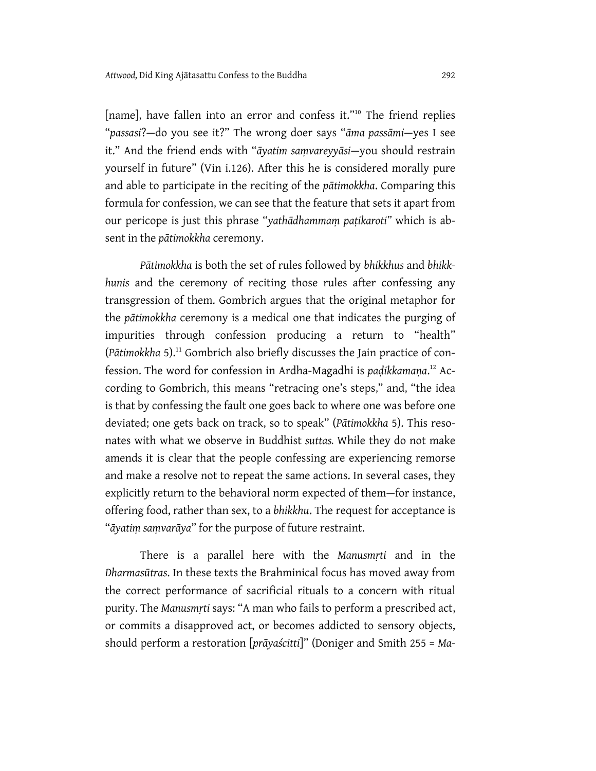[name], have fallen into an error and confess it."[10] The friend replies "*passasi*?—do you see it?" The wrong doer says "*āma passāmi*—yes I see it." And the friend ends with "*āyatim saṃvareyyāsi*—you should restrain yourself in future" (Vin i.126). After this he is considered morally pure and able to participate in the reciting of the *pātimokkha*. Comparing this formula for confession, we can see that the feature that sets it apart from our pericope is just this phrase "*yathādhammaṃ paṭikaroti*" which is absent in the *pātimokkha* ceremony.

*Pātimokkha* is both the set of rules followed by *bhikkhus* and *bhikkhunis* and the ceremony of reciting those rules after confessing any transgression of them. Gombrich argues that the original metaphor for the *pātimokkha* ceremony is a medical one that indicates the purging of impurities through confession producing a return to "health" (*Pātimokkha* 5).[11] Gombrich also briefly discusses the Jain practice of confession. The word for confession in Ardha-Magadhi is *paḍikkamaṇa*.[12] According to Gombrich, this means "retracing one's steps," and, "the idea is that by confessing the fault one goes back to where one was before one deviated; one gets back on track, so to speak" (*Pātimokkha* 5). This resonates with what we observe in Buddhist *suttas.* While they do not make amends it is clear that the people confessing are experiencing remorse and make a resolve not to repeat the same actions. In several cases, they explicitly return to the behavioral norm expected of them—for instance, offering food, rather than sex, to a *bhikkhu*. The request for acceptance is "*āyatiṃ saṃvarāya*" for the purpose of future restraint.

There is a parallel here with the *Manusmṛti* and in the *Dharmasūtras*. In these texts the Brahminical focus has moved away from the correct performance of sacrificial rituals to a concern with ritual purity. The *Manusmṛti* says: "A man who fails to perform a prescribed act, or commits a disapproved act, or becomes addicted to sensory objects, should perform a restoration [*prāyaścitti*]" (Doniger and Smith 255 = *Ma-*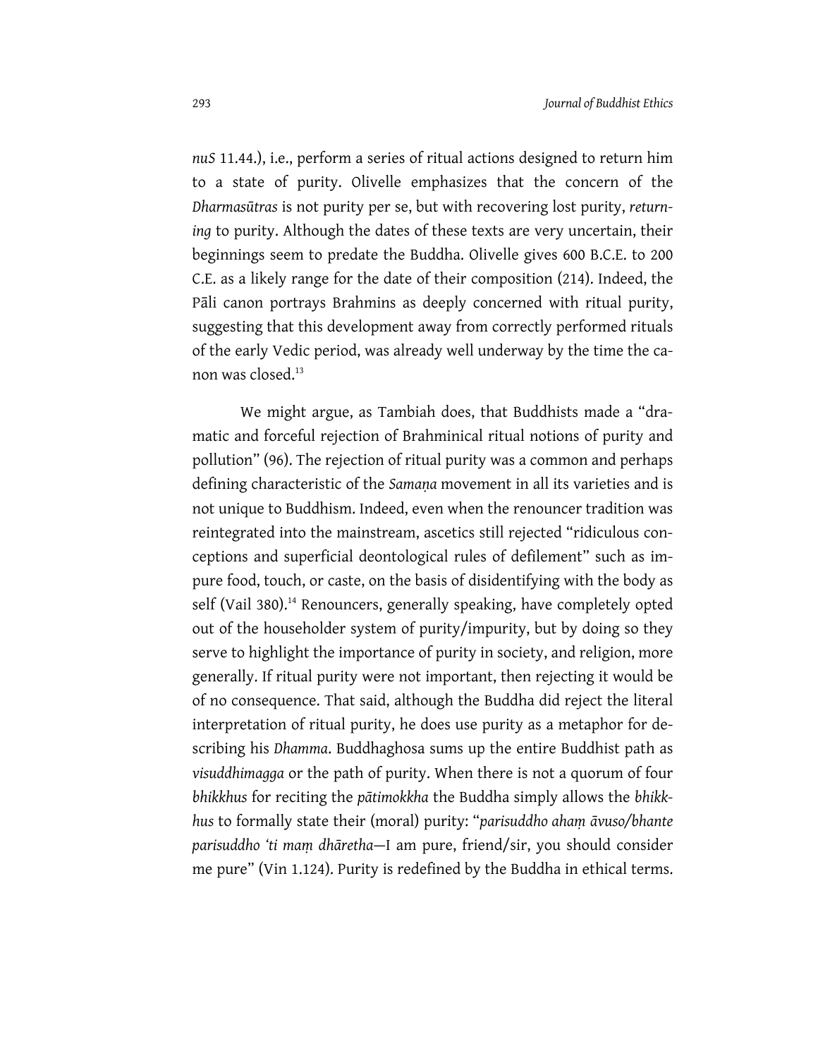*nuS* 11.44.), i.e., perform a series of ritual actions designed to return him to a state of purity. Olivelle emphasizes that the concern of the *Dharmasūtras* is not purity per se, but with recovering lost purity, *returning* to purity. Although the dates of these texts are very uncertain, their beginnings seem to predate the Buddha. Olivelle gives 600 B.C.E. to 200 C.E. as a likely range for the date of their composition (214). Indeed, the Pāli canon portrays Brahmins as deeply concerned with ritual purity, suggesting that this development away from correctly performed rituals of the early Vedic period, was already well underway by the time the canon was closed.[13]

We might argue, as Tambiah does, that Buddhists made a "dramatic and forceful rejection of Brahminical ritual notions of purity and pollution" (96). The rejection of ritual purity was a common and perhaps defining characteristic of the *Samaṇa* movement in all its varieties and is not unique to Buddhism. Indeed, even when the renouncer tradition was reintegrated into the mainstream, ascetics still rejected "ridiculous conceptions and superficial deontological rules of defilement" such as impure food, touch, or caste, on the basis of disidentifying with the body as self (Vail 380).[14] Renouncers, generally speaking, have completely opted out of the householder system of purity/impurity, but by doing so they serve to highlight the importance of purity in society, and religion, more generally. If ritual purity were not important, then rejecting it would be of no consequence. That said, although the Buddha did reject the literal interpretation of ritual purity, he does use purity as a metaphor for describing his *Dhamma*. Buddhaghosa sums up the entire Buddhist path as *visuddhimagga* or the path of purity. When there is not a quorum of four *bhikkhus* for reciting the *pātimokkha* the Buddha simply allows the *bhikkhus* to formally state their (moral) purity: "*parisuddho ahaṃ āvuso/bhante parisuddho 'ti maṃ dhāretha*—I am pure, friend/sir, you should consider me pure" (Vin 1.124). Purity is redefined by the Buddha in ethical terms.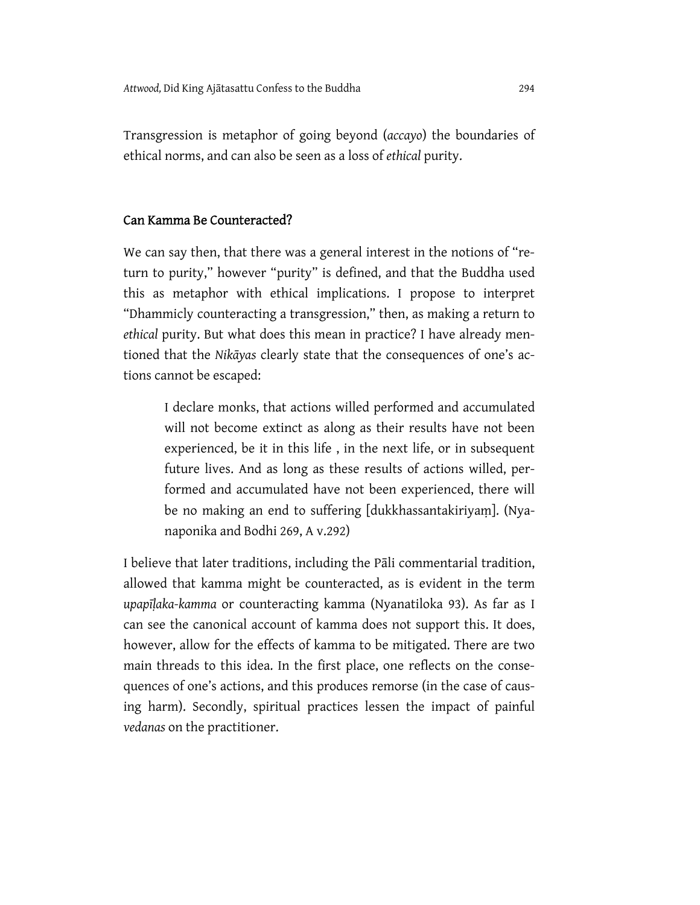Transgression is metaphor of going beyond (*accayo*) the boundaries of ethical norms, and can also be seen as a loss of *ethical* purity.

## Can Kamma Be Counteracted?

We can say then, that there was a general interest in the notions of "return to purity," however "purity" is defined, and that the Buddha used this as metaphor with ethical implications. I propose to interpret "Dhammicly counteracting a transgression," then, as making a return to *ethical* purity. But what does this mean in practice? I have already mentioned that the *Nikāyas* clearly state that the consequences of one's actions cannot be escaped:

> I declare monks, that actions willed performed and accumulated will not become extinct as along as their results have not been experienced, be it in this life , in the next life, or in subsequent future lives. And as long as these results of actions willed, performed and accumulated have not been experienced, there will be no making an end to suffering [dukkhassantakiriyaṃ]. (Nyanaponika and Bodhi 269, A v.292)

I believe that later traditions, including the Pāli commentarial tradition, allowed that kamma might be counteracted, as is evident in the term *upapīḷaka-kamma* or counteracting kamma (Nyanatiloka 93). As far as I can see the canonical account of kamma does not support this. It does, however, allow for the effects of kamma to be mitigated. There are two main threads to this idea. In the first place, one reflects on the consequences of one's actions, and this produces remorse (in the case of causing harm). Secondly, spiritual practices lessen the impact of painful *vedanas* on the practitioner.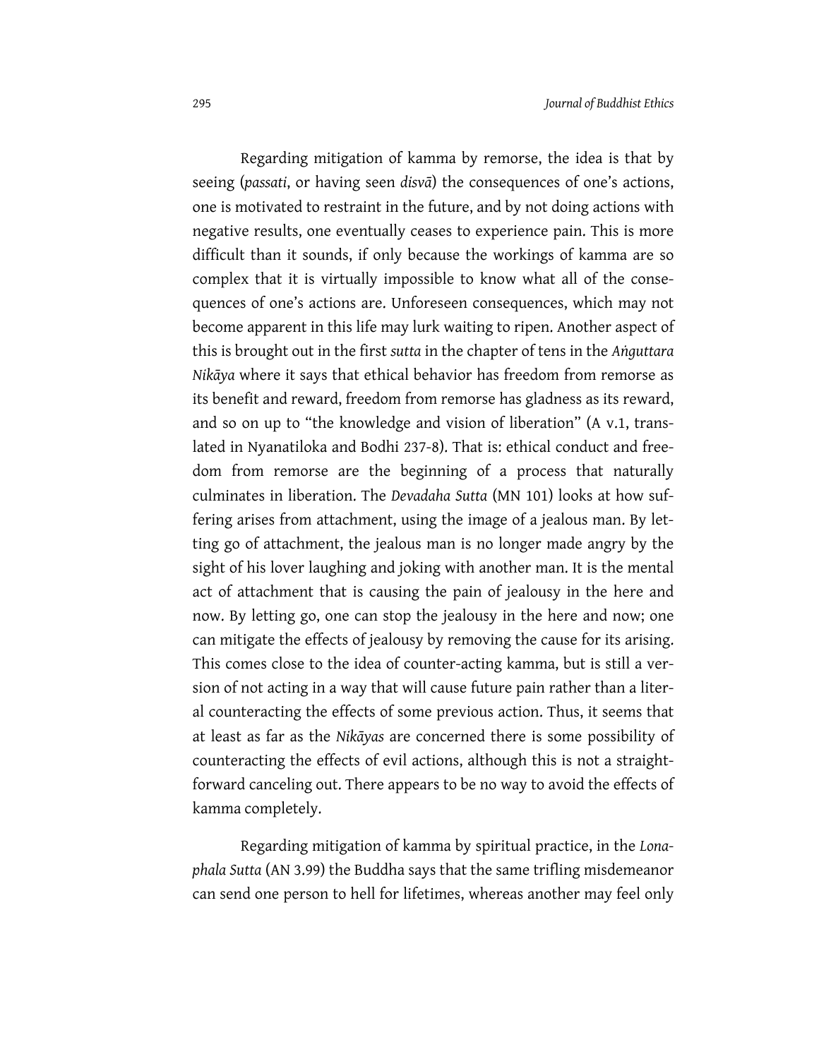Regarding mitigation of kamma by remorse, the idea is that by seeing (*passati*, or having seen *disvā*) the consequences of one's actions, one is motivated to restraint in the future, and by not doing actions with negative results, one eventually ceases to experience pain. This is more difficult than it sounds, if only because the workings of kamma are so complex that it is virtually impossible to know what all of the consequences of one's actions are. Unforeseen consequences, which may not become apparent in this life may lurk waiting to ripen. Another aspect of this is brought out in the first *sutta* in the chapter of tens in the *Aṅguttara Nikāya* where it says that ethical behavior has freedom from remorse as its benefit and reward, freedom from remorse has gladness as its reward, and so on up to "the knowledge and vision of liberation" (A v.1, translated in Nyanatiloka and Bodhi 237-8). That is: ethical conduct and freedom from remorse are the beginning of a process that naturally culminates in liberation. The *Devadaha Sutta* (MN 101) looks at how suffering arises from attachment, using the image of a jealous man. By letting go of attachment, the jealous man is no longer made angry by the sight of his lover laughing and joking with another man. It is the mental act of attachment that is causing the pain of jealousy in the here and now. By letting go, one can stop the jealousy in the here and now; one can mitigate the effects of jealousy by removing the cause for its arising. This comes close to the idea of counter-acting kamma, but is still a version of not acting in a way that will cause future pain rather than a literal counteracting the effects of some previous action. Thus, it seems that at least as far as the *Nikāyas* are concerned there is some possibility of counteracting the effects of evil actions, although this is not a straightforward canceling out. There appears to be no way to avoid the effects of kamma completely.

Regarding mitigation of kamma by spiritual practice, in the *Lonaphala Sutta* (AN 3.99) the Buddha says that the same trifling misdemeanor can send one person to hell for lifetimes, whereas another may feel only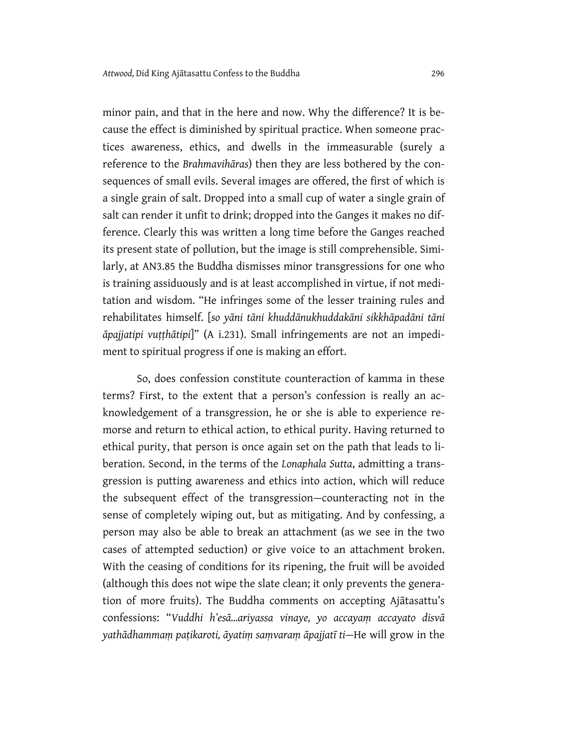minor pain, and that in the here and now. Why the difference? It is because the effect is diminished by spiritual practice. When someone practices awareness, ethics, and dwells in the immeasurable (surely a reference to the *Brahmavihāras*) then they are less bothered by the consequences of small evils. Several images are offered, the first of which is a single grain of salt. Dropped into a small cup of water a single grain of salt can render it unfit to drink; dropped into the Ganges it makes no difference. Clearly this was written a long time before the Ganges reached its present state of pollution, but the image is still comprehensible. Similarly, at AN3.85 the Buddha dismisses minor transgressions for one who is training assiduously and is at least accomplished in virtue, if not meditation and wisdom. "He infringes some of the lesser training rules and rehabilitates himself. [*so yāni tāni khuddānukhuddakāni sikkhāpadāni tāni āpajjatipi vuṭṭhātipi*]" (A i.231). Small infringements are not an impediment to spiritual progress if one is making an effort.

So, does confession constitute counteraction of kamma in these terms? First, to the extent that a person's confession is really an acknowledgement of a transgression, he or she is able to experience remorse and return to ethical action, to ethical purity. Having returned to ethical purity, that person is once again set on the path that leads to liberation. Second, in the terms of the *Lonaphala Sutta*, admitting a transgression is putting awareness and ethics into action, which will reduce the subsequent effect of the transgression—counteracting not in the sense of completely wiping out, but as mitigating. And by confessing, a person may also be able to break an attachment (as we see in the two cases of attempted seduction) or give voice to an attachment broken. With the ceasing of conditions for its ripening, the fruit will be avoided (although this does not wipe the slate clean; it only prevents the generation of more fruits). The Buddha comments on accepting Ajātasattu's confessions: "*Vuddhi h'esā...ariyassa vinaye, yo accayaṃ accayato disvā yathādhammaṃ paṭikaroti, āyatiṃ saṃvaraṃ āpajjatī ti*—He will grow in the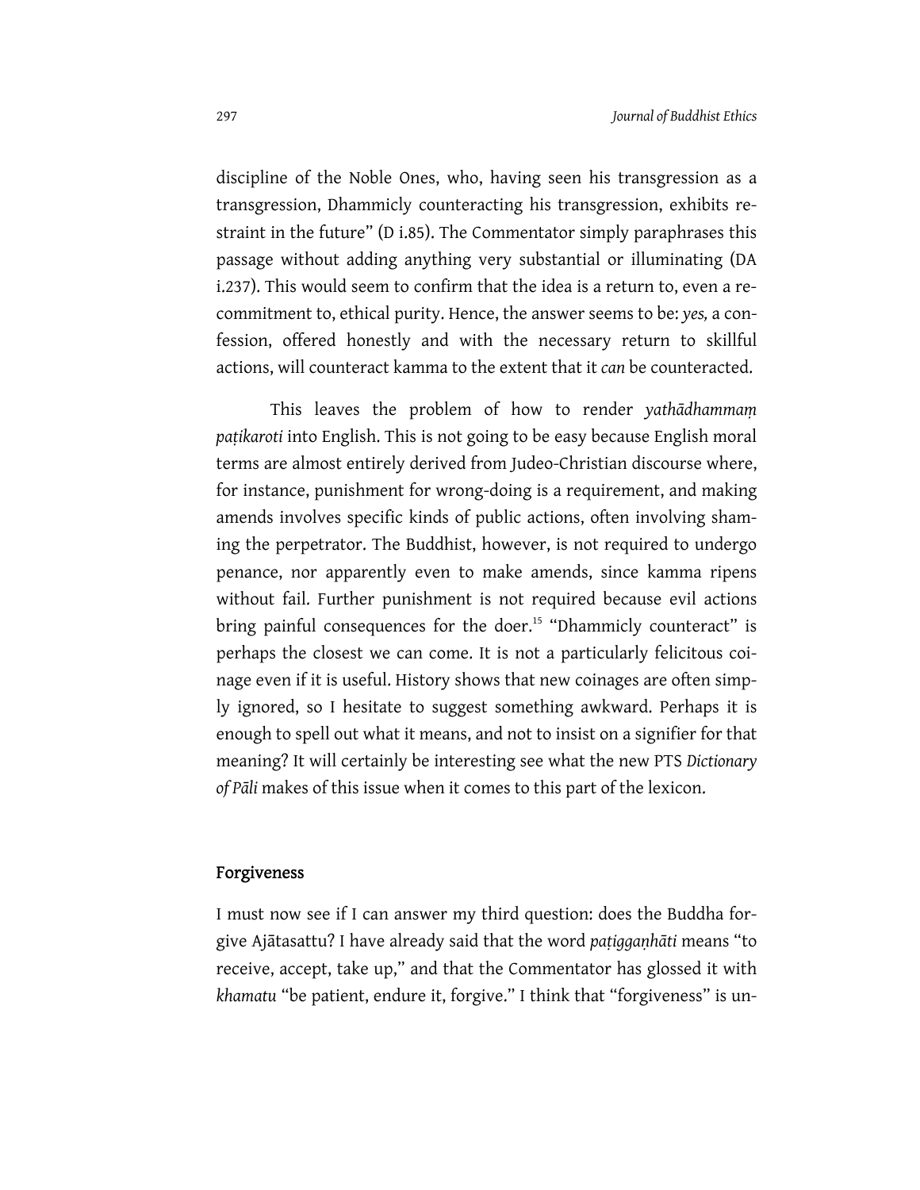discipline of the Noble Ones, who, having seen his transgression as a transgression, Dhammicly counteracting his transgression, exhibits restraint in the future" (D i.85). The Commentator simply paraphrases this passage without adding anything very substantial or illuminating (DA i.237). This would seem to confirm that the idea is a return to, even a recommitment to, ethical purity. Hence, the answer seems to be: *yes,* a confession, offered honestly and with the necessary return to skillful actions, will counteract kamma to the extent that it *can* be counteracted.

This leaves the problem of how to render *yathādhammaṃ paṭikaroti* into English. This is not going to be easy because English moral terms are almost entirely derived from Judeo-Christian discourse where, for instance, punishment for wrong-doing is a requirement, and making amends involves specific kinds of public actions, often involving shaming the perpetrator. The Buddhist, however, is not required to undergo penance, nor apparently even to make amends, since kamma ripens without fail. Further punishment is not required because evil actions bring painful consequences for the doer.[15] "Dhammicly counteract" is perhaps the closest we can come. It is not a particularly felicitous coinage even if it is useful. History shows that new coinages are often simply ignored, so I hesitate to suggest something awkward. Perhaps it is enough to spell out what it means, and not to insist on a signifier for that meaning? It will certainly be interesting see what the new PTS *Dictionary of Pāli* makes of this issue when it comes to this part of the lexicon.

## Forgiveness

I must now see if I can answer my third question: does the Buddha forgive Ajātasattu? I have already said that the word *paṭiggaṇhāti* means "to receive, accept, take up," and that the Commentator has glossed it with *khamatu* "be patient, endure it, forgive." I think that "forgiveness" is un-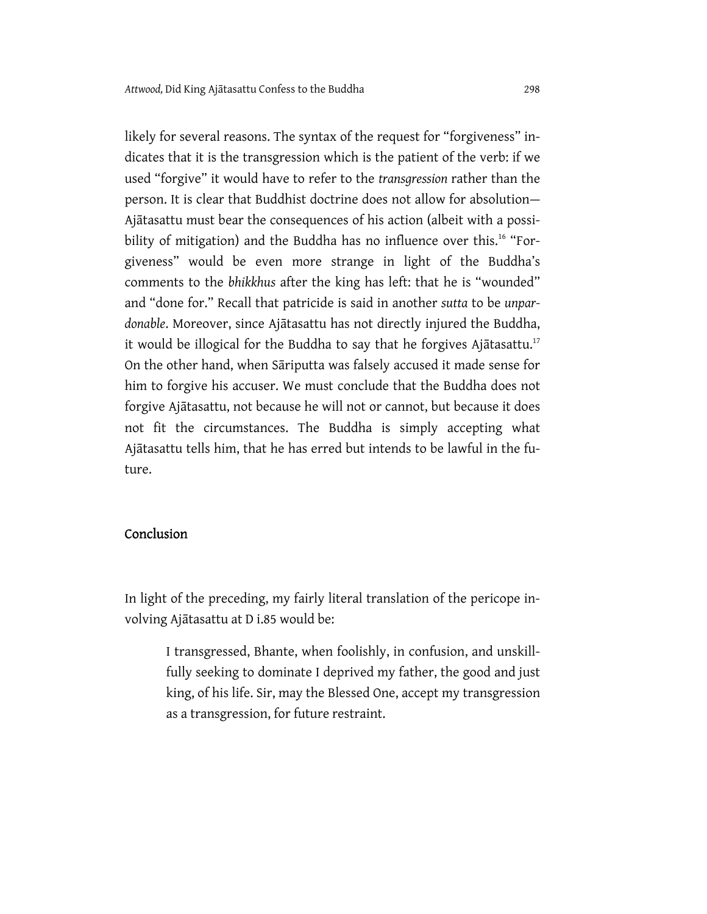likely for several reasons. The syntax of the request for "forgiveness" indicates that it is the transgression which is the patient of the verb: if we used "forgive" it would have to refer to the *transgression* rather than the person. It is clear that Buddhist doctrine does not allow for absolution—Ajātasattu must bear the consequences of his action (albeit with a possibility of mitigation) and the Buddha has no influence over this.[16] "Forgiveness" would be even more strange in light of the Buddha's comments to the *bhikkhus* after the king has left: that he is "wounded" and "done for." Recall that patricide is said in another *sutta* to be *unpardonable*. Moreover, since Ajātasattu has not directly injured the Buddha, it would be illogical for the Buddha to say that he forgives Ajātasattu.[17] On the other hand, when Sāriputta was falsely accused it made sense for him to forgive his accuser. We must conclude that the Buddha does not forgive Ajātasattu, not because he will not or cannot, but because it does not fit the circumstances. The Buddha is simply accepting what Ajātasattu tells him, that he has erred but intends to be lawful in the future.

## Conclusion

In light of the preceding, my fairly literal translation of the pericope involving Ajātasattu at D i.85 would be:

> I transgressed, Bhante, when foolishly, in confusion, and unskillfully seeking to dominate I deprived my father, the good and just king, of his life. Sir, may the Blessed One, accept my transgression as a transgression, for future restraint.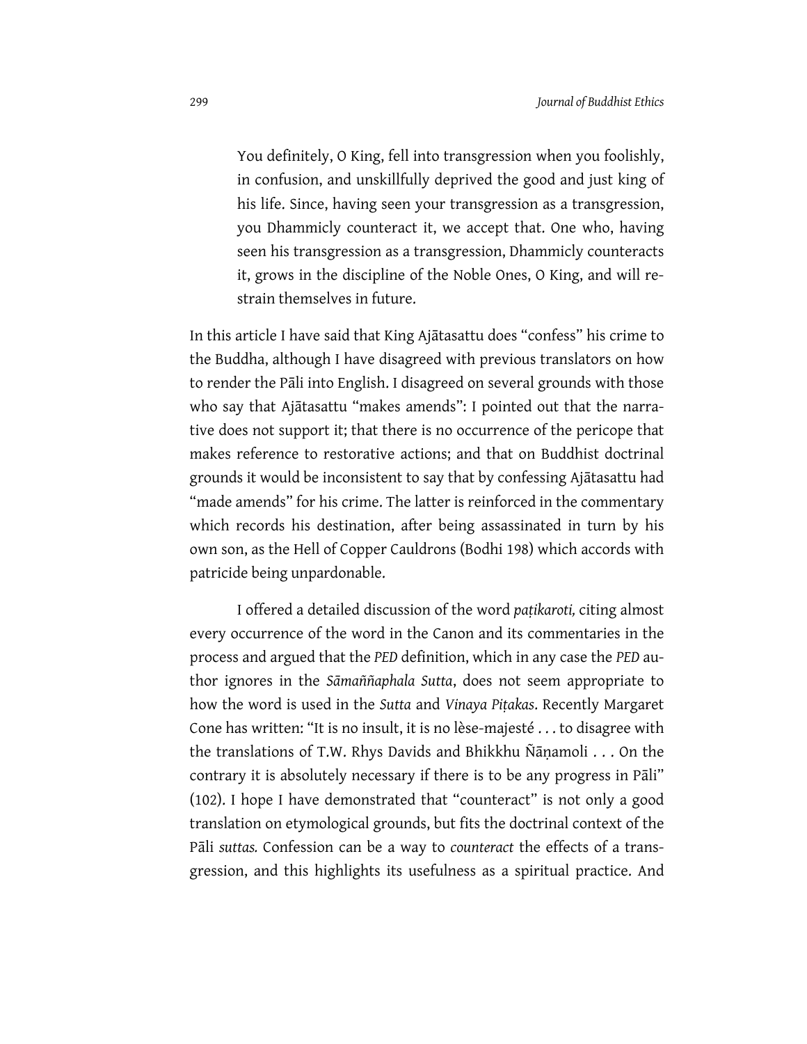> You definitely, O King, fell into transgression when you foolishly, in confusion, and unskillfully deprived the good and just king of his life. Since, having seen your transgression as a transgression, you Dhammicly counteract it, we accept that. One who, having seen his transgression as a transgression, Dhammicly counteracts it, grows in the discipline of the Noble Ones, O King, and will restrain themselves in future.

In this article I have said that King Ajātasattu does "confess" his crime to the Buddha, although I have disagreed with previous translators on how to render the Pāli into English. I disagreed on several grounds with those who say that Ajātasattu "makes amends": I pointed out that the narrative does not support it; that there is no occurrence of the pericope that makes reference to restorative actions; and that on Buddhist doctrinal grounds it would be inconsistent to say that by confessing Ajātasattu had "made amends" for his crime. The latter is reinforced in the commentary which records his destination, after being assassinated in turn by his own son, as the Hell of Copper Cauldrons (Bodhi 198) which accords with patricide being unpardonable.

I offered a detailed discussion of the word *paṭikaroti,* citing almost every occurrence of the word in the Canon and its commentaries in the process and argued that the *PED* definition, which in any case the *PED* author ignores in the *Sāmaññaphala Sutta*, does not seem appropriate to how the word is used in the *Sutta* and *Vinaya Piṭakas*. Recently Margaret Cone has written: "It is no insult, it is no lèse-majesté . . . to disagree with the translations of T.W. Rhys Davids and Bhikkhu Ñāṇamoli . . . On the contrary it is absolutely necessary if there is to be any progress in Pāli" (102). I hope I have demonstrated that "counteract" is not only a good translation on etymological grounds, but fits the doctrinal context of the Pāli *suttas.* Confession can be a way to *counteract* the effects of a transgression, and this highlights its usefulness as a spiritual practice. And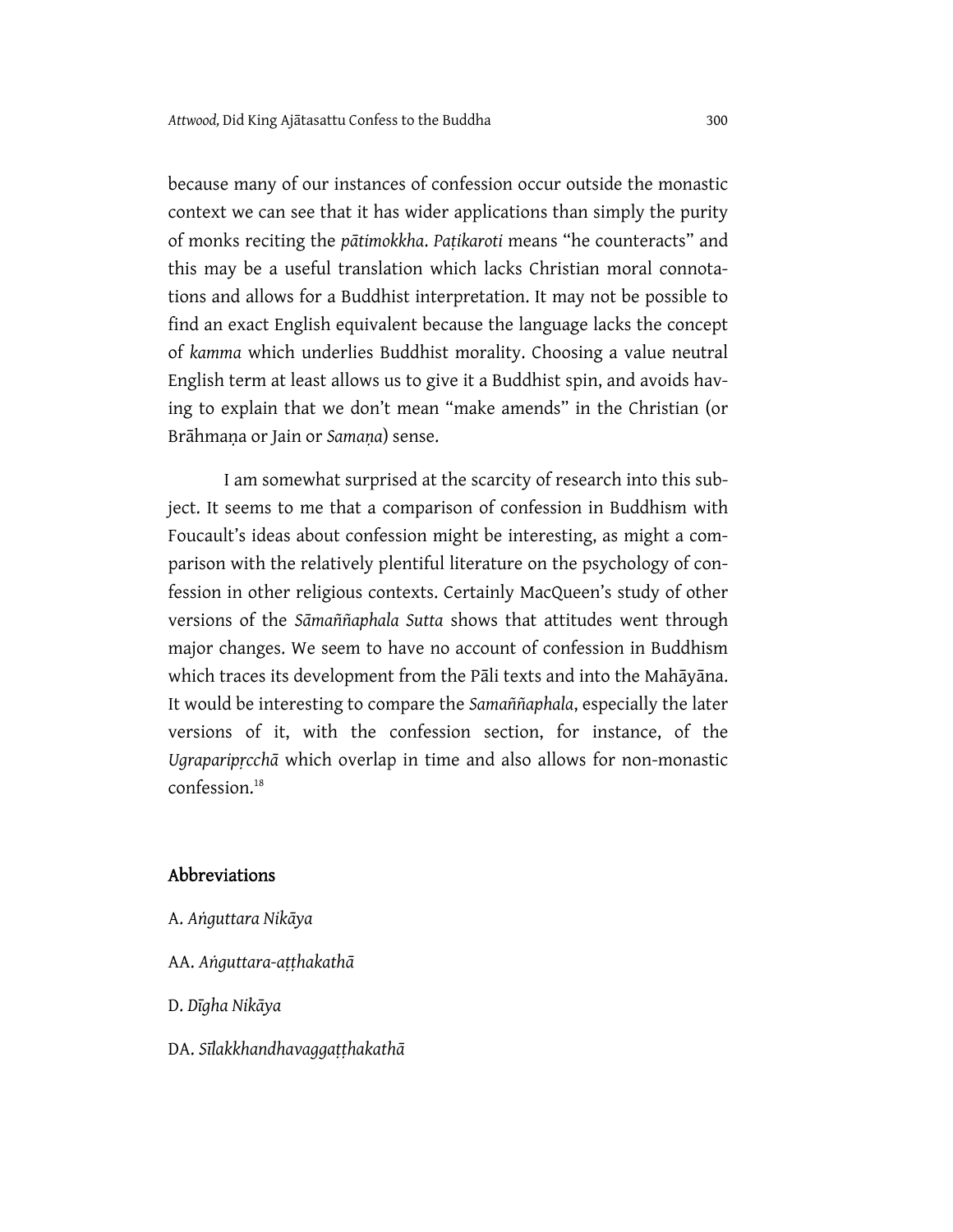because many of our instances of confession occur outside the monastic context we can see that it has wider applications than simply the purity of monks reciting the *pātimokkha*. *Paṭikaroti* means "he counteracts" and this may be a useful translation which lacks Christian moral connotations and allows for a Buddhist interpretation. It may not be possible to find an exact English equivalent because the language lacks the concept of *kamma* which underlies Buddhist morality. Choosing a value neutral English term at least allows us to give it a Buddhist spin, and avoids having to explain that we don't mean "make amends" in the Christian (or Brāhmaṇa or Jain or *Samaṇa*) sense.

I am somewhat surprised at the scarcity of research into this subject. It seems to me that a comparison of confession in Buddhism with Foucault's ideas about confession might be interesting, as might a comparison with the relatively plentiful literature on the psychology of confession in other religious contexts. Certainly MacQueen's study of other versions of the *Sāmaññaphala Sutta* shows that attitudes went through major changes. We seem to have no account of confession in Buddhism which traces its development from the Pāli texts and into the Mahāyāna. It would be interesting to compare the *Samaññaphala*, especially the later versions of it, with the confession section, for instance, of the *Ugraparipṛcchā* which overlap in time and also allows for non-monastic confession.[18]

## Abbreviations

A. *Aṅguttara Nikāya*

AA. *Aṅguttara-aṭṭhakathā*

D. *Dīgha Nikāya*

DA. *Sīlakkhandhavaggaṭṭhakathā*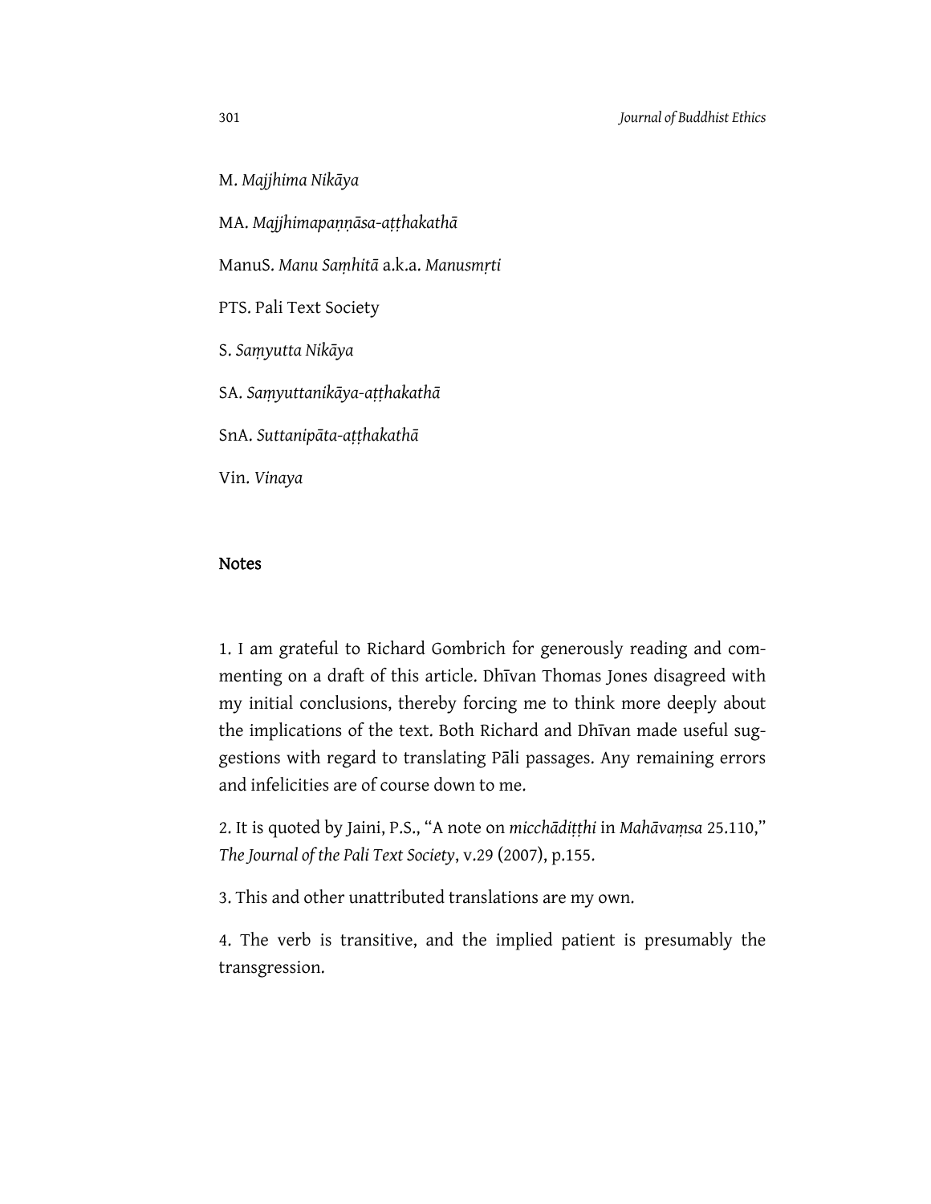M. *Majjhima Nikāya*

MA. *Majjhimapaṇṇāsa-aṭṭhakathā*

ManuS. *Manu Saṃhitā* a.k.a. *Manusmṛti*

PTS. Pali Text Society

S. *Saṃyutta Nikāya*

SA. *Saṃyuttanikāya-aṭṭhakathā*

SnA. *Suttanipāta-aṭṭhakathā*

Vin. *Vinaya*

## Notes

1. I am grateful to Richard Gombrich for generously reading and commenting on a draft of this article. Dhīvan Thomas Jones disagreed with my initial conclusions, thereby forcing me to think more deeply about the implications of the text. Both Richard and Dhīvan made useful suggestions with regard to translating Pāli passages. Any remaining errors and infelicities are of course down to me.

2. It is quoted by Jaini, P.S., "A note on *micchādiṭṭhi* in *Mahāvaṃsa* 25.110," *The Journal of the Pali Text Society*, v.29 (2007), p.155.

3. This and other unattributed translations are my own.

4. The verb is transitive, and the implied patient is presumably the transgression.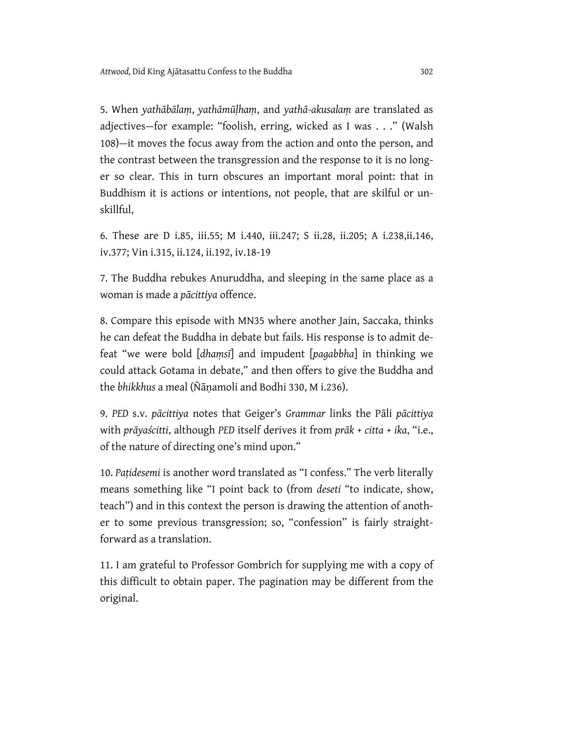5. When *yathābālaṃ*, *yathāmūḷhaṃ*, and *yathā-akusalaṃ* are translated as adjectives—for example: "foolish, erring, wicked as I was . . ." (Walsh 108)—it moves the focus away from the action and onto the person, and the contrast between the transgression and the response to it is no longer so clear. This in turn obscures an important moral point: that in Buddhism it is actions or intentions, not people, that are skilful or unskillful,

6. These are D i.85, iii.55; M i.440, iii.247; S ii.28, ii.205; A i.238,ii.146, iv.377; Vin i.315, ii.124, ii.192, iv.18-19

7. The Buddha rebukes Anuruddha, and sleeping in the same place as a woman is made a *pācittiya* offence.

8. Compare this episode with MN35 where another Jain, Saccaka, thinks he can defeat the Buddha in debate but fails. His response is to admit defeat "we were bold [*dhaṃsī*] and impudent [*pagabbha*] in thinking we could attack Gotama in debate," and then offers to give the Buddha and the *bhikkhus* a meal (Ñāṇamoli and Bodhi 330, M i.236).

9. *PED* s.v. *pācittiya* notes that Geiger's *Grammar* links the Pāli *pācittiya* with *prāyaścitti*, although *PED* itself derives it from *prāk + citta + ika*, "i.e., of the nature of directing one's mind upon."

10. *Paṭidesemi* is another word translated as "I confess." The verb literally means something like "I point back to (from *deseti* "to indicate, show, teach") and in this context the person is drawing the attention of another to some previous transgression; so, "confession" is fairly straightforward as a translation.

11. I am grateful to Professor Gombrich for supplying me with a copy of this difficult to obtain paper. The pagination may be different from the original.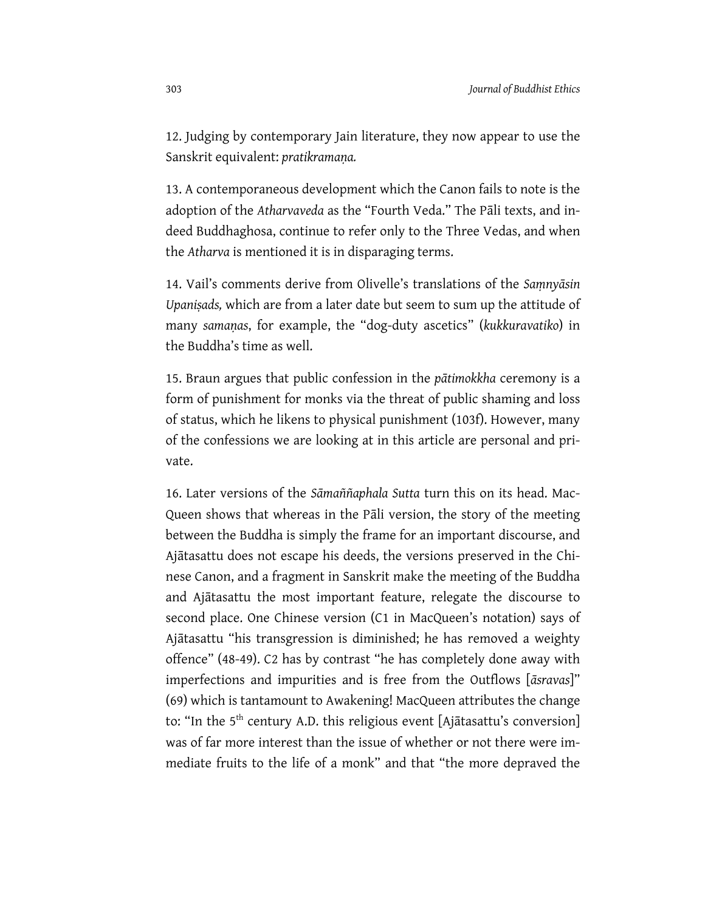12. Judging by contemporary Jain literature, they now appear to use the Sanskrit equivalent: *pratikramaṇa.*

13. A contemporaneous development which the Canon fails to note is the adoption of the *Atharvaveda* as the "Fourth Veda." The Pāli texts, and indeed Buddhaghosa, continue to refer only to the Three Vedas, and when the *Atharva* is mentioned it is in disparaging terms.

14. Vail's comments derive from Olivelle's translations of the *Saṃnyāsin Upaniṣads,* which are from a later date but seem to sum up the attitude of many *samaṇas*, for example, the "dog-duty ascetics" (*kukkuravatiko*) in the Buddha's time as well.

15. Braun argues that public confession in the *pātimokkha* ceremony is a form of punishment for monks via the threat of public shaming and loss of status, which he likens to physical punishment (103f). However, many of the confessions we are looking at in this article are personal and private.

16. Later versions of the *Sāmaññaphala Sutta* turn this on its head. MacQueen shows that whereas in the Pāli version, the story of the meeting between the Buddha is simply the frame for an important discourse, and Ajātasattu does not escape his deeds, the versions preserved in the Chinese Canon, and a fragment in Sanskrit make the meeting of the Buddha and Ajātasattu the most important feature, relegate the discourse to second place. One Chinese version (C1 in MacQueen's notation) says of Ajātasattu "his transgression is diminished; he has removed a weighty offence" (48-49). C2 has by contrast "he has completely done away with imperfections and impurities and is free from the Outflows [*āsravas*]" (69) which is tantamount to Awakening! MacQueen attributes the change to: "In the 5th century A.D. this religious event [Ajātasattu's conversion] was of far more interest than the issue of whether or not there were immediate fruits to the life of a monk" and that "the more depraved the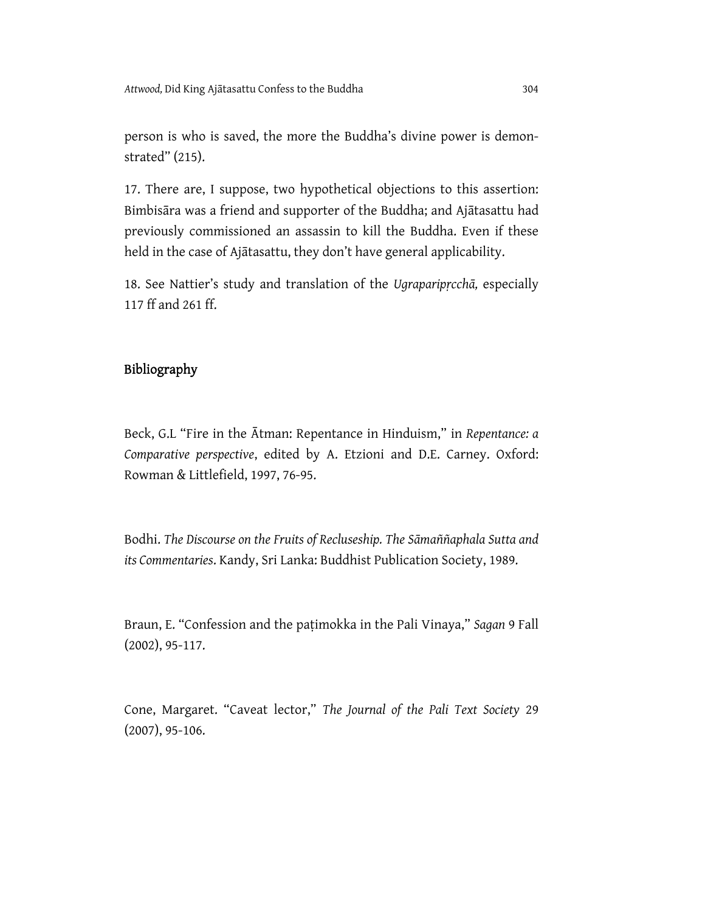person is who is saved, the more the Buddha's divine power is demonstrated" (215).

17. There are, I suppose, two hypothetical objections to this assertion: Bimbisāra was a friend and supporter of the Buddha; and Ajātasattu had previously commissioned an assassin to kill the Buddha. Even if these held in the case of Ajātasattu, they don't have general applicability.

18. See Nattier's study and translation of the *Ugraparipṛcchā,* especially 117 ff and 261 ff.

## Bibliography

Beck, G.L "Fire in the Ātman: Repentance in Hinduism," in *Repentance: a Comparative perspective*, edited by A. Etzioni and D.E. Carney. Oxford: Rowman & Littlefield, 1997, 76-95.

Bodhi. *The Discourse on the Fruits of Recluseship. The Sāmaññaphala Sutta and its Commentaries*. Kandy, Sri Lanka: Buddhist Publication Society, 1989.

Braun, E. "Confession and the paṭimokka in the Pali Vinaya," *Sagan* 9 Fall (2002), 95-117.

Cone, Margaret. "Caveat lector," *The Journal of the Pali Text Society* 29 (2007), 95-106.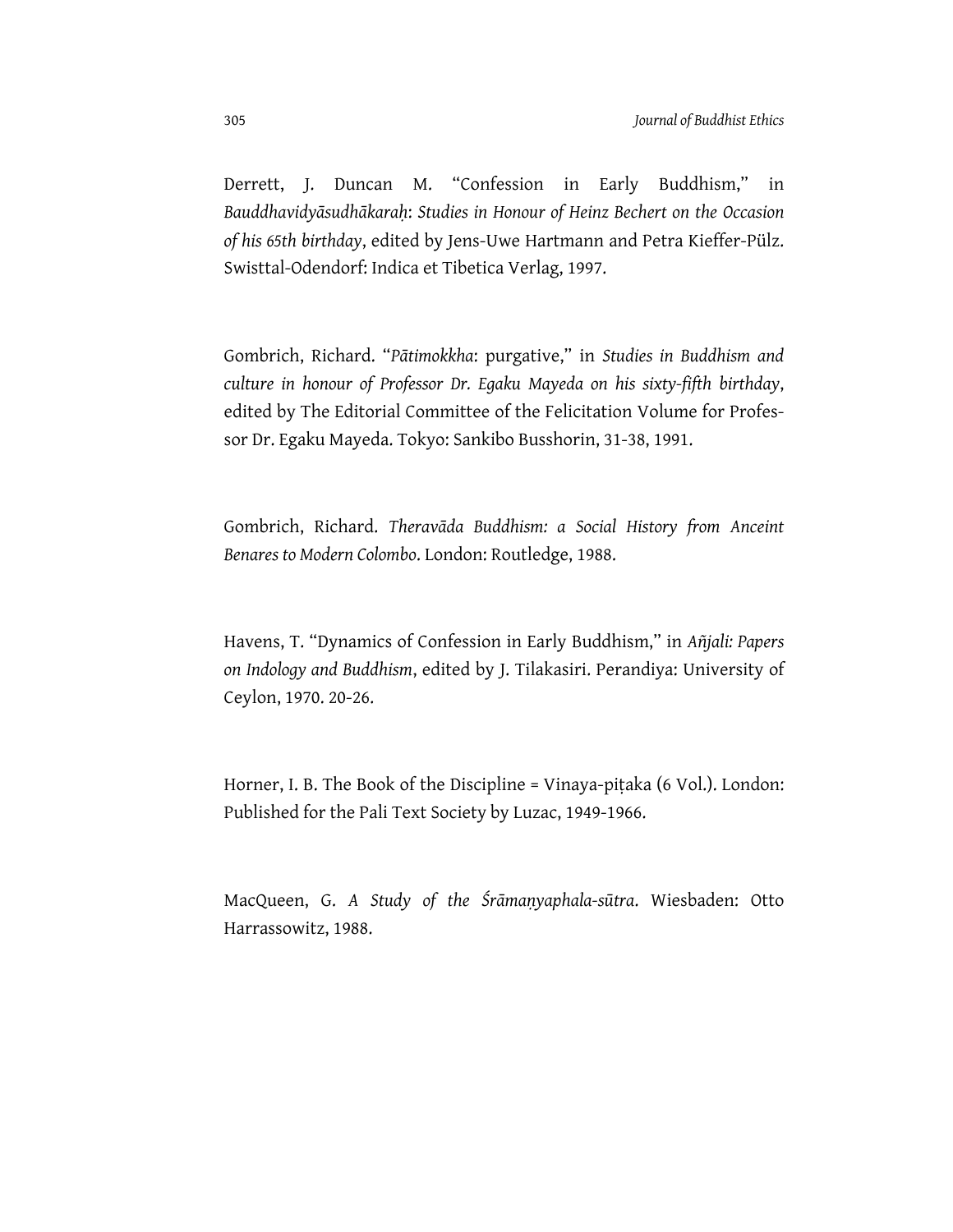Derrett, J. Duncan M. "Confession in Early Buddhism," in *Bauddhavidyāsudhākaraḥ: Studies in Honour of Heinz Bechert on the Occasion of his 65th birthday*, edited by Jens-Uwe Hartmann and Petra Kieffer-Pülz. Swisttal-Odendorf: Indica et Tibetica Verlag, 1997.

Gombrich, Richard. "*Pātimokkha*: purgative," in *Studies in Buddhism and culture in honour of Professor Dr. Egaku Mayeda on his sixty-fifth birthday*, edited by The Editorial Committee of the Felicitation Volume for Professor Dr. Egaku Mayeda. Tokyo: Sankibo Busshorin, 31-38, 1991.

Gombrich, Richard. *Theravāda Buddhism: a Social History from Anceint Benares to Modern Colombo*. London: Routledge, 1988.

Havens, T. "Dynamics of Confession in Early Buddhism," in *Añjali: Papers on Indology and Buddhism*, edited by J. Tilakasiri. Perandiya: University of Ceylon, 1970. 20-26.

Horner, I. B. The Book of the Discipline = Vinaya-piṭaka (6 Vol.). London: Published for the Pali Text Society by Luzac, 1949-1966.

MacQueen, G. *A Study of the Śrāmaṇyaphala-sūtra*. Wiesbaden: Otto Harrassowitz, 1988.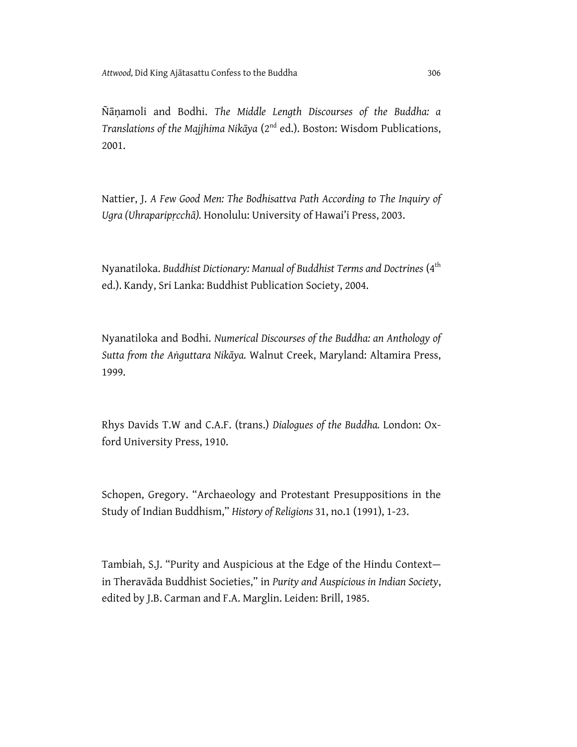Ñāṇamoli and Bodhi. *The Middle Length Discourses of the Buddha: a Translations of the Majjhima Nikāya* (2nd ed.). Boston: Wisdom Publications, 2001.

Nattier, J. *A Few Good Men: The Bodhisattva Path According to The Inquiry of Ugra (Uhraparipṛcchā).* Honolulu: University of Hawai'i Press, 2003.

Nyanatiloka. *Buddhist Dictionary: Manual of Buddhist Terms and Doctrines* (4th ed.). Kandy, Sri Lanka: Buddhist Publication Society, 2004.

Nyanatiloka and Bodhi. *Numerical Discourses of the Buddha: an Anthology of Sutta from the Aṅguttara Nikāya.* Walnut Creek, Maryland: Altamira Press, 1999.

Rhys Davids T.W and C.A.F. (trans.) *Dialogues of the Buddha.* London: Oxford University Press, 1910.

Schopen, Gregory. "Archaeology and Protestant Presuppositions in the Study of Indian Buddhism," *History of Religions* 31, no.1 (1991), 1-23.

Tambiah, S.J. "Purity and Auspicious at the Edge of the Hindu Context—in Theravāda Buddhist Societies," in *Purity and Auspicious in Indian Society*, edited by J.B. Carman and F.A. Marglin. Leiden: Brill, 1985.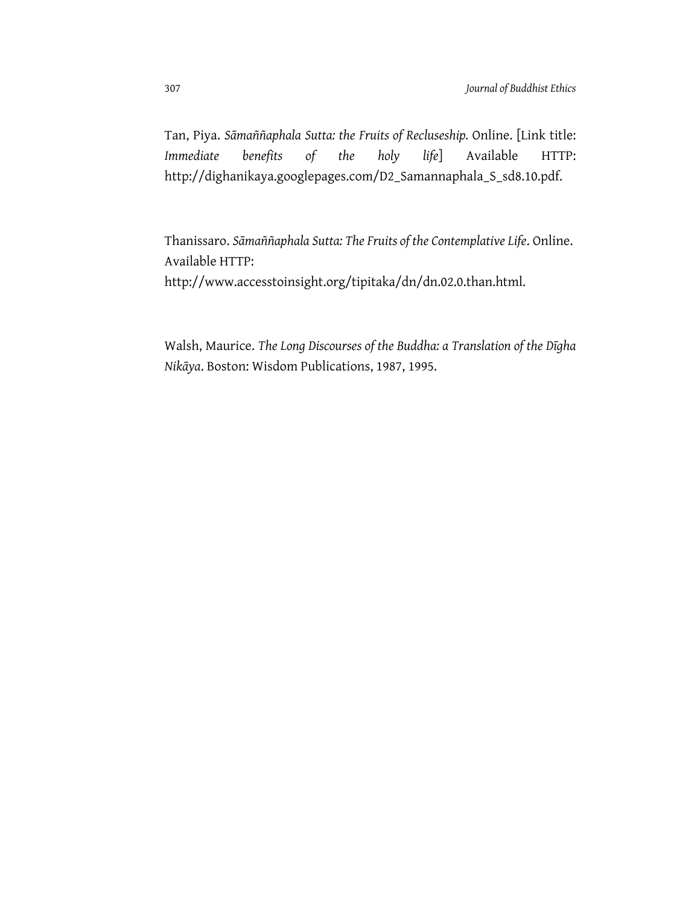Tan, Piya. *Sāmaññaphala Sutta: the Fruits of Recluseship.* Online. [Link title: *Immediate benefits of the holy life*] Available HTTP: http://dighanikaya.googlepages.com/D2_Samannaphala_S_sd8.10.pdf.

Thanissaro. *Sāmaññaphala Sutta: The Fruits of the Contemplative Life*. Online. Available HTTP: http://www.accesstoinsight.org/tipitaka/dn/dn.02.0.than.html.

Walsh, Maurice. *The Long Discourses of the Buddha: a Translation of the Dīgha Nikāya*. Boston: Wisdom Publications, 1987, 1995.